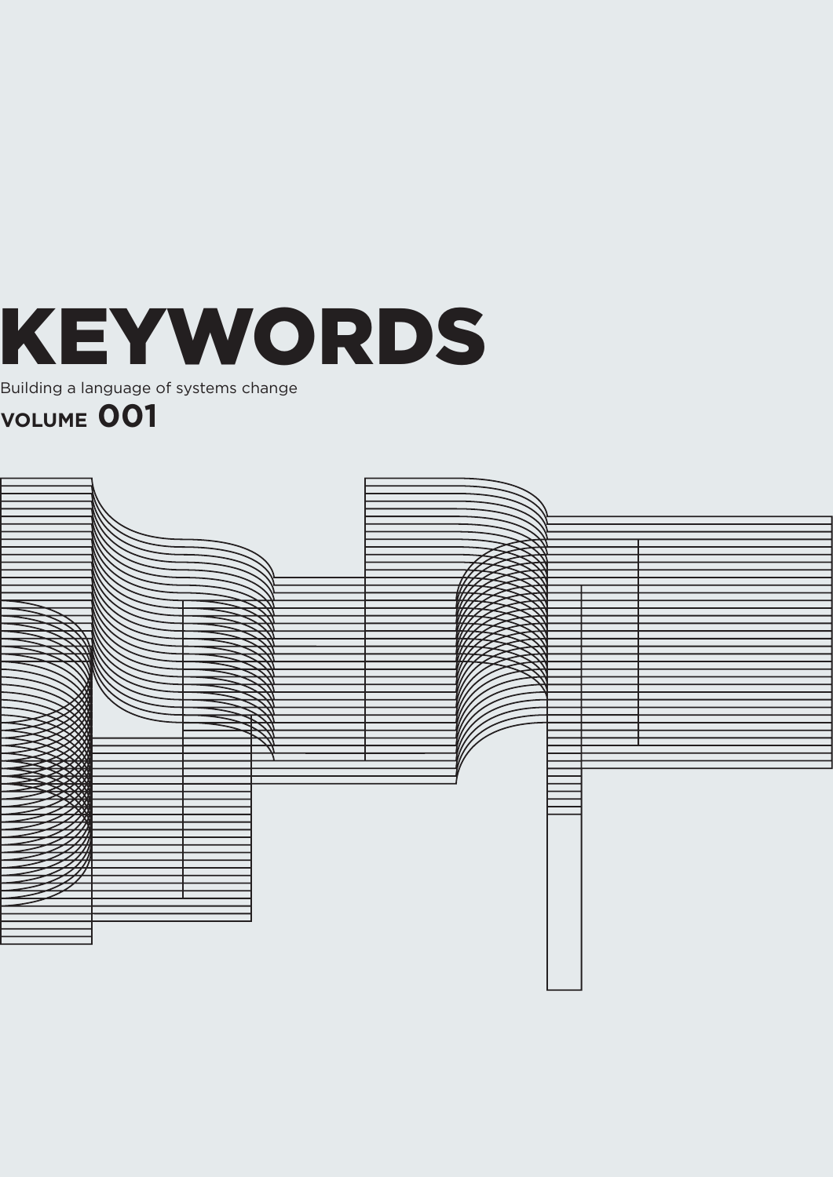# KEYWORDS

Building a language of systems change

**VOLUME 001**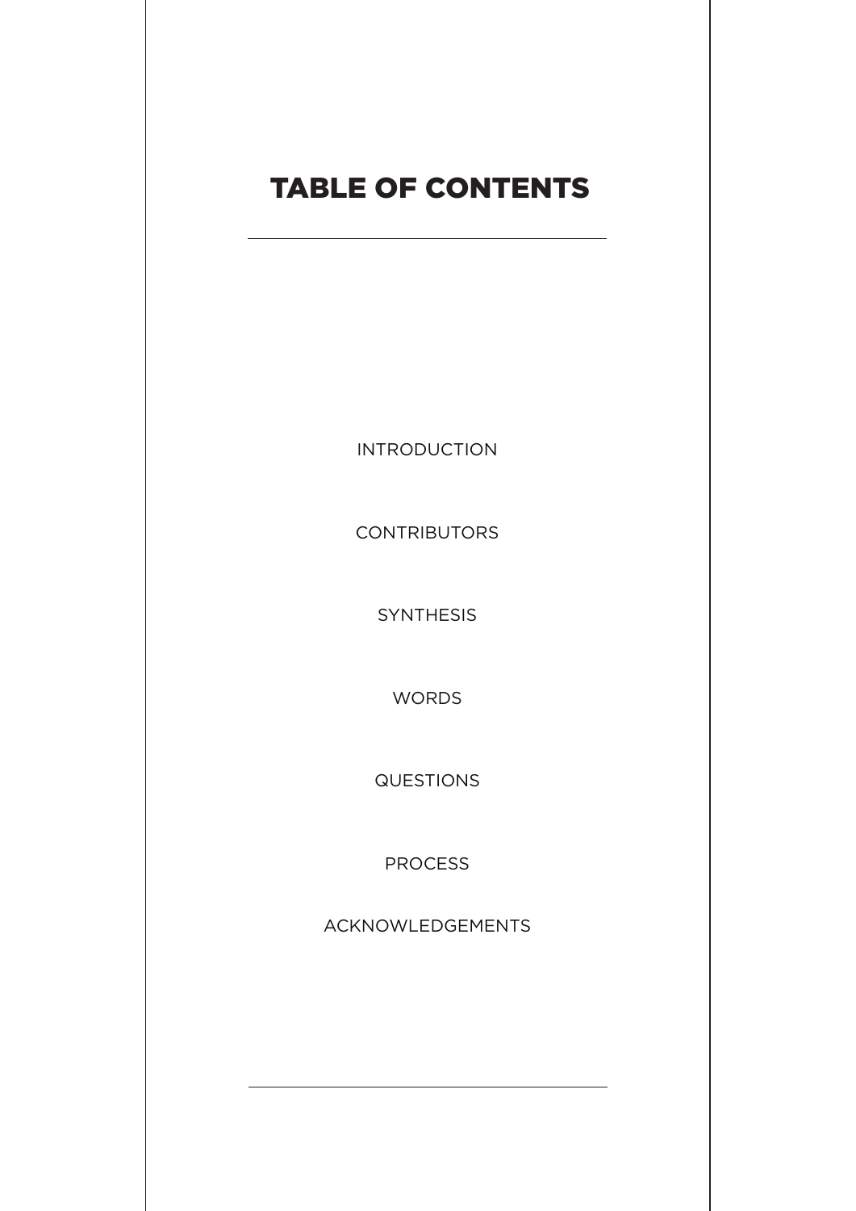# TABLE OF CONTENTS

INTRODUCTION

CONTRIBUTORS

SYNTHESIS

WORDS

QUESTIONS

PROCESS

ACKNOWLEDGEMENTS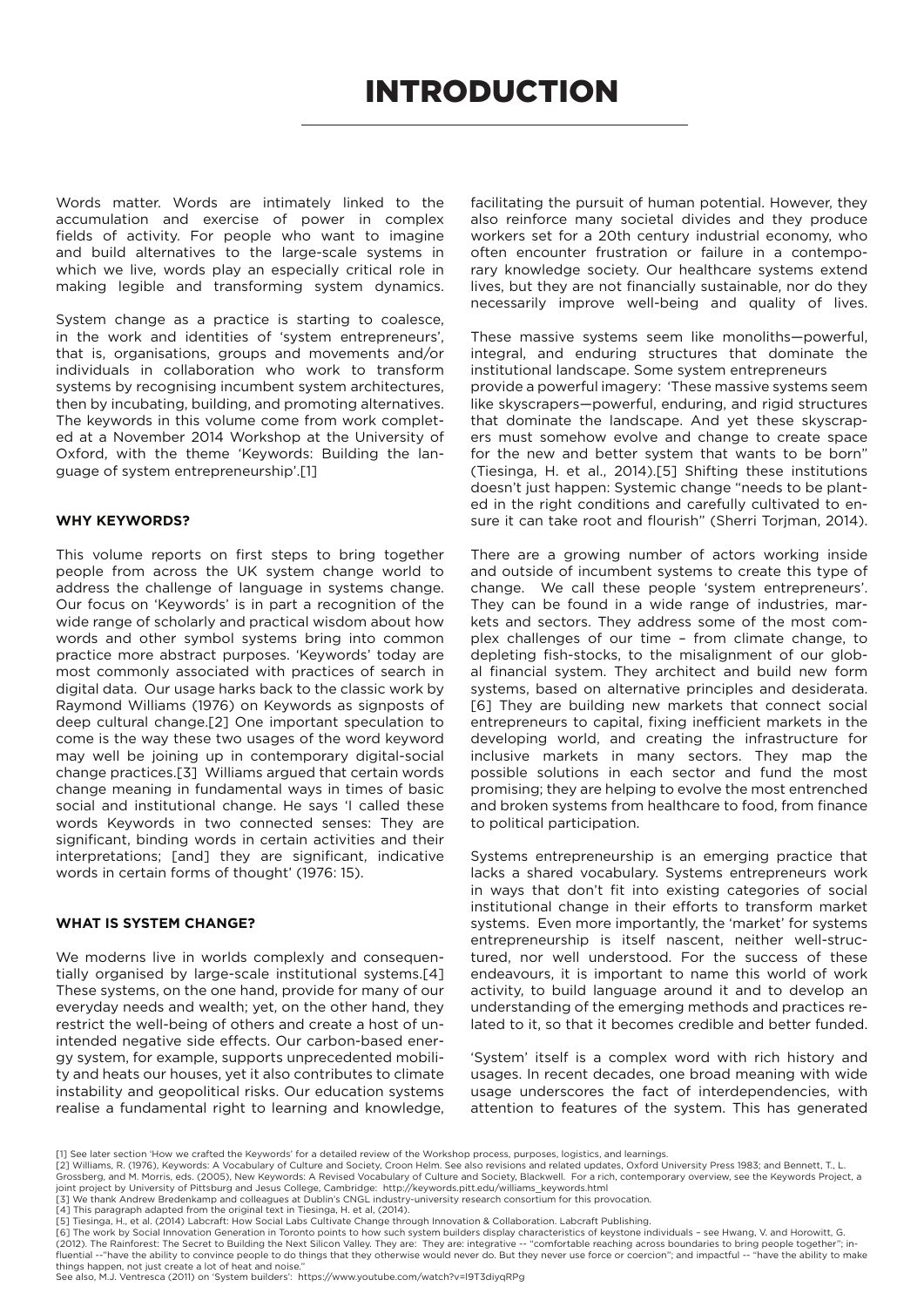# INTRODUCTION

Words matter. Words are intimately linked to the accumulation and exercise of power in complex fields of activity. For people who want to imagine and build alternatives to the large-scale systems in which we live, words play an especially critical role in making legible and transforming system dynamics.

System change as a practice is starting to coalesce, in the work and identities of 'system entrepreneurs', that is, organisations, groups and movements and/or individuals in collaboration who work to transform systems by recognising incumbent system architectures, then by incubating, building, and promoting alternatives. The keywords in this volume come from work completed at a November 2014 Workshop at the University of Oxford, with the theme 'Keywords: Building the language of system entrepreneurship'.[1]

#### WHY KEYWORDS?

This volume reports on first steps to bring together people from across the UK system change world to address the challenge of language in systems change. Our focus on 'Keywords' is in part a recognition of the wide range of scholarly and practical wisdom about how words and other symbol systems bring into common practice more abstract purposes. 'Keywords' today are most commonly associated with practices of search in digital data. Our usage harks back to the classic work by Raymond Williams (1976) on Keywords as signposts of deep cultural change.[2] One important speculation to come is the way these two usages of the word keyword may well be joining up in contemporary digital-social change practices.[3] Williams argued that certain words change meaning in fundamental ways in times of basic social and institutional change. He says 'I called these words Keywords in two connected senses: They are significant, binding words in certain activities and their interpretations; [and] they are significant, indicative words in certain forms of thought' (1976: 15).

#### WHAT IS SYSTEM CHANGE?

We moderns live in worlds complexly and consequentially organised by large-scale institutional systems.[4] These systems, on the one hand, provide for many of our everyday needs and wealth; yet, on the other hand, they restrict the well-being of others and create a host of unintended negative side effects. Our carbon-based energy system, for example, supports unprecedented mobility and heats our houses, yet it also contributes to climate instability and geopolitical risks. Our education systems realise a fundamental right to learning and knowledge, facilitating the pursuit of human potential. However, they also reinforce many societal divides and they produce workers set for a 20th century industrial economy, who often encounter frustration or failure in a contemporary knowledge society. Our healthcare systems extend lives, but they are not financially sustainable, nor do they necessarily improve well-being and quality of lives.

These massive systems seem like monoliths—powerful, integral, and enduring structures that dominate the institutional landscape. Some system entrepreneurs provide a powerful imagery: 'These massive systems seem like skyscrapers—powerful, enduring, and rigid structures that dominate the landscape. And yet these skyscrapers must somehow evolve and change to create space for the new and better system that wants to be born" (Tiesinga, H. et al., 2014).[5] Shifting these institutions doesn't just happen: Systemic change "needs to be planted in the right conditions and carefully cultivated to ensure it can take root and flourish" (Sherri Torjman, 2014).

There are a growing number of actors working inside and outside of incumbent systems to create this type of change. We call these people 'system entrepreneurs'. They can be found in a wide range of industries, markets and sectors. They address some of the most complex challenges of our time – from climate change, to depleting fish-stocks, to the misalignment of our global financial system. They architect and build new form systems, based on alternative principles and desiderata.[6] They are building new markets that connect social entrepreneurs to capital, fixing inefficient markets in the developing world, and creating the infrastructure for inclusive markets in many sectors. They map the possible solutions in each sector and fund the most promising; they are helping to evolve the most entrenched and broken systems from healthcare to food, from finance to political participation.

Systems entrepreneurship is an emerging practice that lacks a shared vocabulary. Systems entrepreneurs work in ways that don't fit into existing categories of social institutional change in their efforts to transform market systems. Even more importantly, the 'market' for systems entrepreneurship is itself nascent, neither well-structured, nor well understood. For the success of these endeavours, it is important to name this world of work activity, to build language around it and to develop an understanding of the emerging methods and practices related to it, so that it becomes credible and better funded.

'System' itself is a complex word with rich history and usages. In recent decades, one broad meaning with wide usage underscores the fact of interdependencies, with attention to features of the system. This has generated

---

[1] See later section 'How we crafted the Keywords' for a detailed review of the Workshop process, purposes, logistics, and learnings.
[2] Williams, R. (1976), Keywords: A Vocabulary of Culture and Society, Croon Helm. See also revisions and related updates, Oxford University Press 1983; and Bennett, T., L. Grossberg, and M. Morris, eds. (2005), New Keywords: A Revised Vocabulary of Culture and Society, Blackwell. For a rich, contemporary overview, see the Keywords Project, a joint project by University of Pittsburg and Jesus College, Cambridge: http://keywords.pitt.edu/williams_keywords.html
[3] We thank Andrew Bredenkamp and colleagues at Dublin's CNGL industry-university research consortium for this provocation.
[4] This paragraph adapted from the original text in Tiesinga, H. et al, (2014).
[5] Tiesinga, H., et al. (2014) Labcraft: How Social Labs Cultivate Change through Innovation & Collaboration. Labcraft Publishing.
[6] The work by Social Innovation Generation in Toronto points to how such system builders display characteristics of keystone individuals – see Hwang, V. and Horowitt, G. (2012). The Rainforest: The Secret to Building the Next Silicon Valley. They are: They are: integrative -- "comfortable reaching across boundaries to bring people together"; influential --"have the ability to convince people to do things that they otherwise would never do. But they never use force or coercion"; and impactful -- "have the ability to make things happen, not just create a lot of heat and noise."
See also, M.J. Ventresca (2011) on 'System builders': https://www.youtube.com/watch?v=I9T3diyqRPg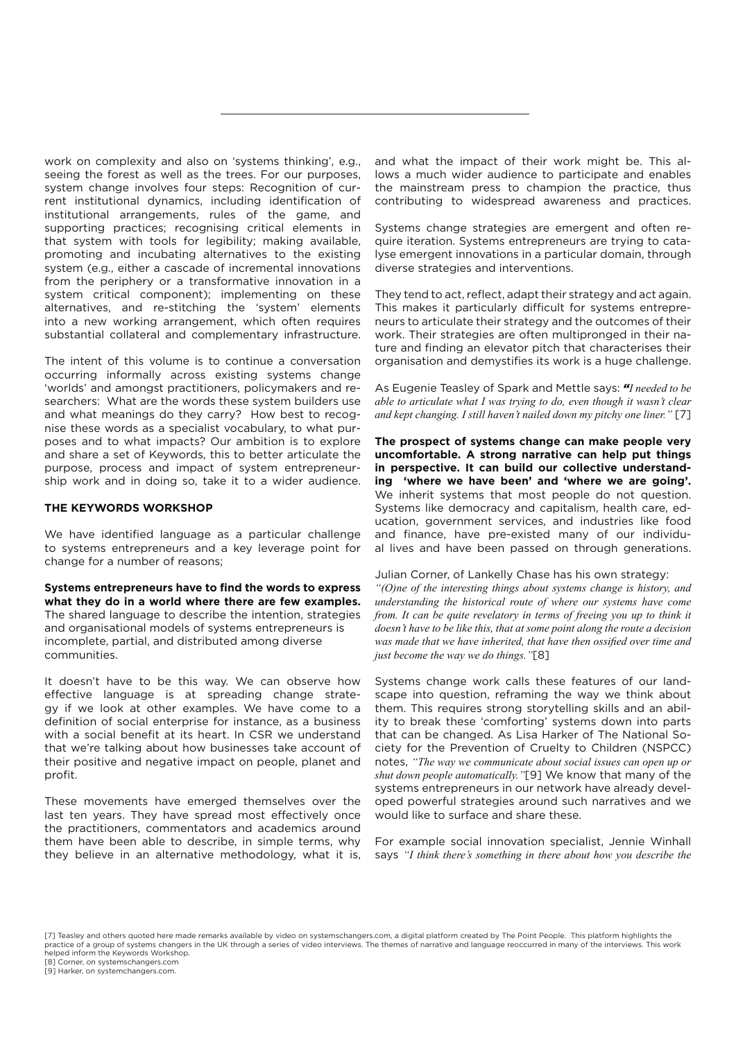work on complexity and also on 'systems thinking', e.g., seeing the forest as well as the trees. For our purposes, system change involves four steps: Recognition of current institutional dynamics, including identification of institutional arrangements, rules of the game, and supporting practices; recognising critical elements in that system with tools for legibility; making available, promoting and incubating alternatives to the existing system (e.g., either a cascade of incremental innovations from the periphery or a transformative innovation in a system critical component); implementing on these alternatives, and re-stitching the 'system' elements into a new working arrangement, which often requires substantial collateral and complementary infrastructure.

The intent of this volume is to continue a conversation occurring informally across existing systems change 'worlds' and amongst practitioners, policymakers and researchers: What are the words these system builders use and what meanings do they carry? How best to recognise these words as a specialist vocabulary, to what purposes and to what impacts? Our ambition is to explore and share a set of Keywords, this to better articulate the purpose, process and impact of system entrepreneurship work and in doing so, take it to a wider audience.

### THE KEYWORDS WORKSHOP

We have identified language as a particular challenge to systems entrepreneurs and a key leverage point for change for a number of reasons;

**Systems entrepreneurs have to find the words to express what they do in a world where there are few examples.** The shared language to describe the intention, strategies and organisational models of systems entrepreneurs is incomplete, partial, and distributed among diverse communities.

It doesn't have to be this way. We can observe how effective language is at spreading change strategy if we look at other examples. We have come to a definition of social enterprise for instance, as a business with a social benefit at its heart. In CSR we understand that we're talking about how businesses take account of their positive and negative impact on people, planet and profit.

These movements have emerged themselves over the last ten years. They have spread most effectively once the practitioners, commentators and academics around them have been able to describe, in simple terms, why they believe in an alternative methodology, what it is, and what the impact of their work might be. This allows a much wider audience to participate and enables the mainstream press to champion the practice, thus contributing to widespread awareness and practices.

Systems change strategies are emergent and often require iteration. Systems entrepreneurs are trying to catalyse emergent innovations in a particular domain, through diverse strategies and interventions.

They tend to act, reflect, adapt their strategy and act again. This makes it particularly difficult for systems entrepreneurs to articulate their strategy and the outcomes of their work. Their strategies are often multipronged in their nature and finding an elevator pitch that characterises their organisation and demystifies its work is a huge challenge.

As Eugenie Teasley of Spark and Mettle says: ***"****I needed to be able to articulate what I was trying to do, even though it wasn't clear and kept changing. I still haven't nailed down my pitchy one liner."* [7]

**The prospect of systems change can make people very uncomfortable. A strong narrative can help put things in perspective. It can build our collective understanding 'where we have been' and 'where we are going'.** We inherit systems that most people do not question. Systems like democracy and capitalism, health care, education, government services, and industries like food and finance, have pre-existed many of our individual lives and have been passed on through generations.

Julian Corner, of Lankelly Chase has his own strategy: *"(O)ne of the interesting things about systems change is history, and understanding the historical route of where our systems have come from. It can be quite revelatory in terms of freeing you up to think it doesn't have to be like this, that at some point along the route a decision was made that we have inherited, that have then ossified over time and just become the way we do things."*[8]

Systems change work calls these features of our landscape into question, reframing the way we think about them. This requires strong storytelling skills and an ability to break these 'comforting' systems down into parts that can be changed. As Lisa Harker of The National Society for the Prevention of Cruelty to Children (NSPCC) notes, *"The way we communicate about social issues can open up or shut down people automatically."*[9] We know that many of the systems entrepreneurs in our network have already developed powerful strategies around such narratives and we would like to surface and share these.

For example social innovation specialist, Jennie Winhall says *"I think there's something in there about how you describe the*

[7] Teasley and others quoted here made remarks available by video on systemschangers.com, a digital platform created by The Point People. This platform highlights the practice of a group of systems changers in the UK through a series of video interviews. The themes of narrative and language reoccurred in many of the interviews. This work helped inform the Keywords Workshop.
[8] Corner, on systemschangers.com
[9] Harker, on systemchangers.com.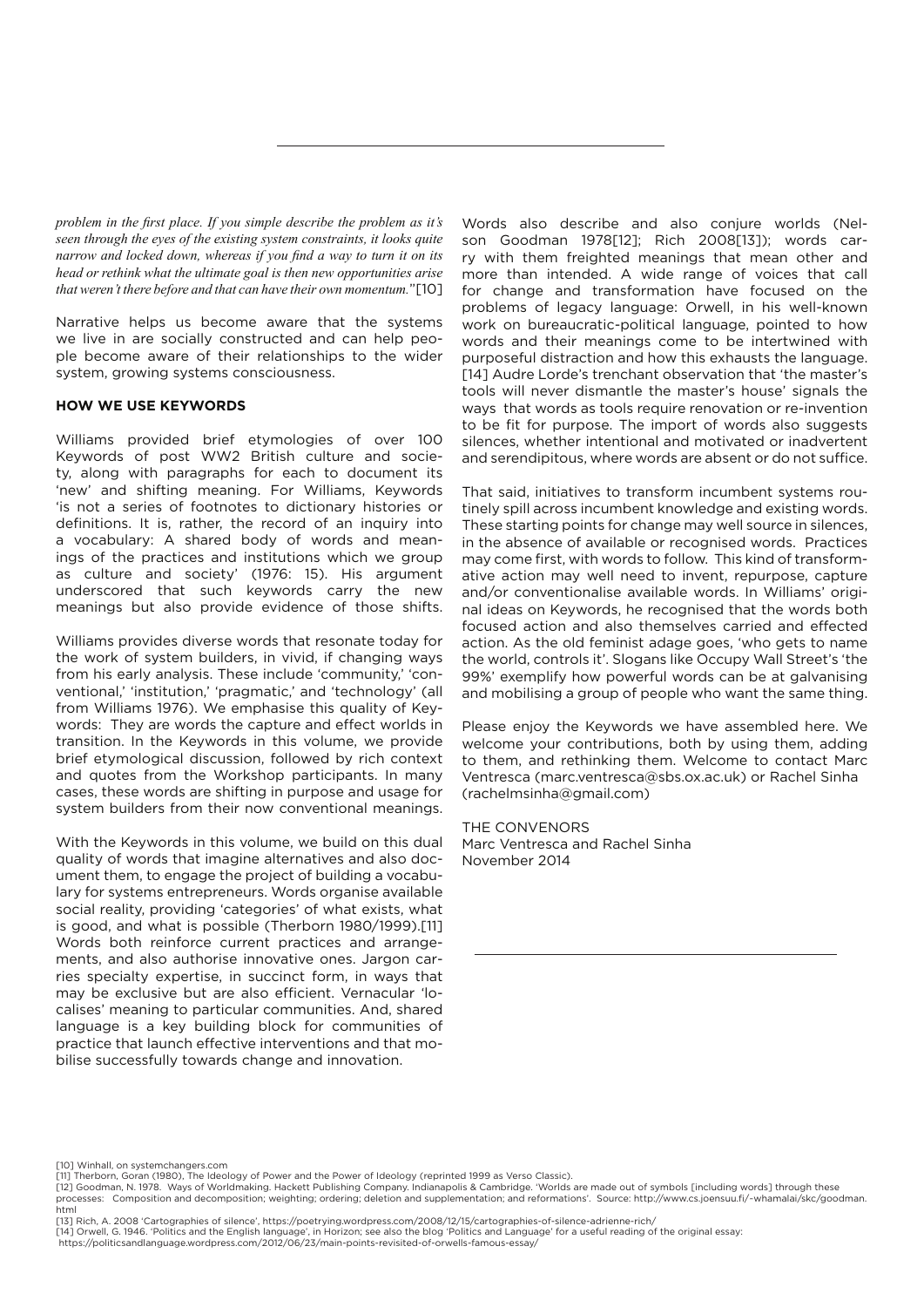*problem in the first place. If you simple describe the problem as it's seen through the eyes of the existing system constraints, it looks quite narrow and locked down, whereas if you find a way to turn it on its head or rethink what the ultimate goal is then new opportunities arise that weren't there before and that can have their own momentum."*[10]

Narrative helps us become aware that the systems we live in are socially constructed and can help people become aware of their relationships to the wider system, growing systems consciousness.

**HOW WE USE KEYWORDS**

Williams provided brief etymologies of over 100 Keywords of post WW2 British culture and society, along with paragraphs for each to document its 'new' and shifting meaning. For Williams, Keywords 'is not a series of footnotes to dictionary histories or definitions. It is, rather, the record of an inquiry into a vocabulary: A shared body of words and meanings of the practices and institutions which we group as culture and society' (1976: 15). His argument underscored that such keywords carry the new meanings but also provide evidence of those shifts.

Williams provides diverse words that resonate today for the work of system builders, in vivid, if changing ways from his early analysis. These include 'community,' 'conventional,' 'institution,' 'pragmatic,' and 'technology' (all from Williams 1976). We emphasise this quality of Keywords: They are words the capture and effect worlds in transition. In the Keywords in this volume, we provide brief etymological discussion, followed by rich context and quotes from the Workshop participants. In many cases, these words are shifting in purpose and usage for system builders from their now conventional meanings.

With the Keywords in this volume, we build on this dual quality of words that imagine alternatives and also document them, to engage the project of building a vocabulary for systems entrepreneurs. Words organise available social reality, providing 'categories' of what exists, what is good, and what is possible (Therborn 1980/1999).[11] Words both reinforce current practices and arrangements, and also authorise innovative ones. Jargon carries specialty expertise, in succinct form, in ways that may be exclusive but are also efficient. Vernacular 'localises' meaning to particular communities. And, shared language is a key building block for communities of practice that launch effective interventions and that mobilise successfully towards change and innovation.

Words also describe and also conjure worlds (Nelson Goodman 1978[12]; Rich 2008[13]); words carry with them freighted meanings that mean other and more than intended. A wide range of voices that call for change and transformation have focused on the problems of legacy language: Orwell, in his well-known work on bureaucratic-political language, pointed to how words and their meanings come to be intertwined with purposeful distraction and how this exhausts the language.[14] Audre Lorde's trenchant observation that 'the master's tools will never dismantle the master's house' signals the ways that words as tools require renovation or re-invention to be fit for purpose. The import of words also suggests silences, whether intentional and motivated or inadvertent and serendipitous, where words are absent or do not suffice.

That said, initiatives to transform incumbent systems routinely spill across incumbent knowledge and existing words. These starting points for change may well source in silences, in the absence of available or recognised words. Practices may come first, with words to follow. This kind of transformative action may well need to invent, repurpose, capture and/or conventionalise available words. In Williams' original ideas on Keywords, he recognised that the words both focused action and also themselves carried and effected action. As the old feminist adage goes, 'who gets to name the world, controls it'. Slogans like Occupy Wall Street's 'the 99%' exemplify how powerful words can be at galvanising and mobilising a group of people who want the same thing.

Please enjoy the Keywords we have assembled here. We welcome your contributions, both by using them, adding to them, and rethinking them. Welcome to contact Marc Ventresca (marc.ventresca@sbs.ox.ac.uk) or Rachel Sinha (rachelmsinha@gmail.com)

THE CONVENORS
Marc Ventresca and Rachel Sinha
November 2014

[10] Winhall, on systemchangers.com
[11] Therborn, Goran (1980), The Ideology of Power and the Power of Ideology (reprinted 1999 as Verso Classic).
[12] Goodman, N. 1978. Ways of Worldmaking. Hackett Publishing Company. Indianapolis & Cambridge. 'Worlds are made out of symbols [including words] through these processes: Composition and decomposition; weighting; ordering; deletion and supplementation; and reformations'. Source: http://www.cs.joensuu.fi/~whamalai/skc/goodman.html
[13] Rich, A. 2008 'Cartographies of silence', https://poetrying.wordpress.com/2008/12/15/cartographies-of-silence-adrienne-rich/
[14] Orwell, G. 1946. 'Politics and the English language', in Horizon; see also the blog 'Politics and Language' for a useful reading of the original essay: https://politicsandlanguage.wordpress.com/2012/06/23/main-points-revisited-of-orwells-famous-essay/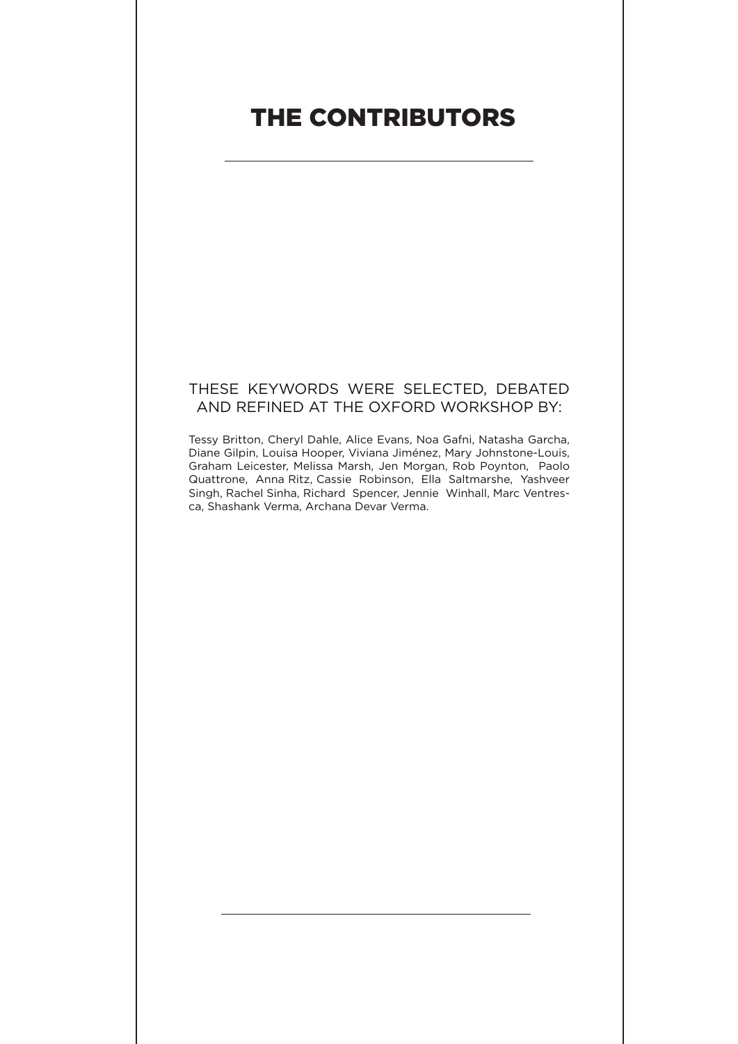# THE CONTRIBUTORS

THESE KEYWORDS WERE SELECTED, DEBATED AND REFINED AT THE OXFORD WORKSHOP BY:

Tessy Britton, Cheryl Dahle, Alice Evans, Noa Gafni, Natasha Garcha, Diane Gilpin, Louisa Hooper, Viviana Jiménez, Mary Johnstone-Louis, Graham Leicester, Melissa Marsh, Jen Morgan, Rob Poynton, Paolo Quattrone, Anna Ritz, Cassie Robinson, Ella Saltmarshe, Yashveer Singh, Rachel Sinha, Richard Spencer, Jennie Winhall, Marc Ventresca, Shashank Verma, Archana Devar Verma.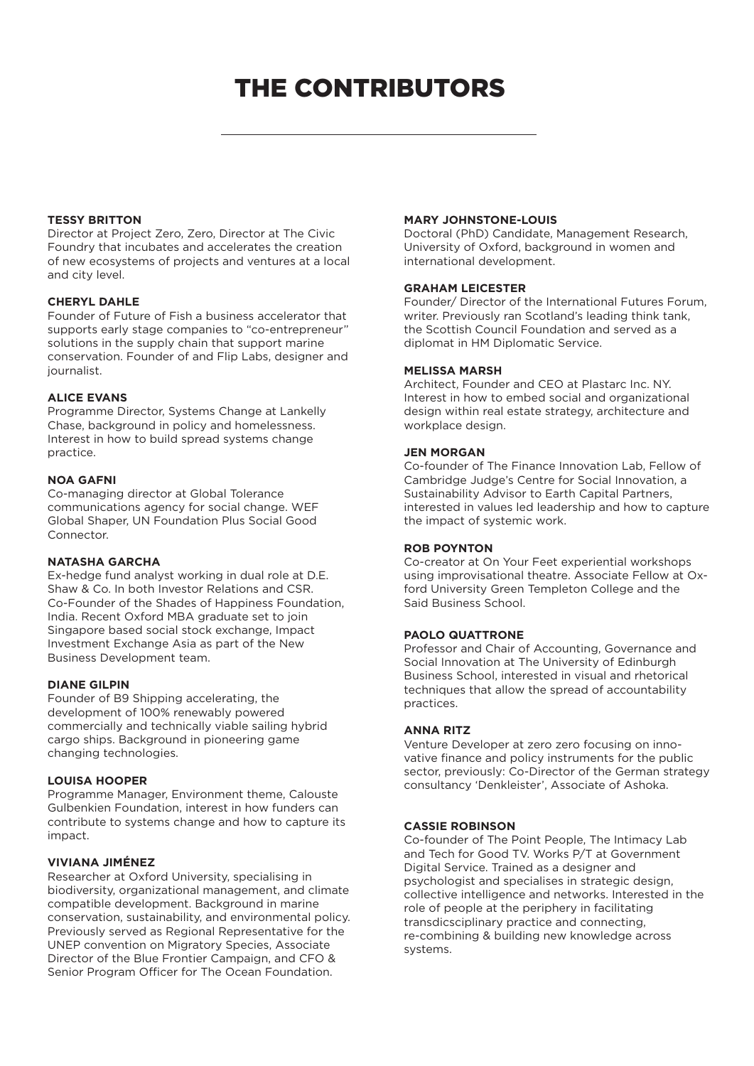# THE CONTRIBUTORS

**TESSY BRITTON**
Director at Project Zero, Zero, Director at The Civic Foundry that incubates and accelerates the creation of new ecosystems of projects and ventures at a local and city level.

**CHERYL DAHLE**
Founder of Future of Fish a business accelerator that supports early stage companies to "co-entrepreneur" solutions in the supply chain that support marine conservation. Founder of and Flip Labs, designer and journalist.

**ALICE EVANS**
Programme Director, Systems Change at Lankelly Chase, background in policy and homelessness. Interest in how to build spread systems change practice.

**NOA GAFNI**
Co-managing director at Global Tolerance communications agency for social change. WEF Global Shaper, UN Foundation Plus Social Good Connector.

**NATASHA GARCHA**
Ex-hedge fund analyst working in dual role at D.E. Shaw & Co. In both Investor Relations and CSR. Co-Founder of the Shades of Happiness Foundation, India. Recent Oxford MBA graduate set to join Singapore based social stock exchange, Impact Investment Exchange Asia as part of the New Business Development team.

**DIANE GILPIN**
Founder of B9 Shipping accelerating, the development of 100% renewably powered commercially and technically viable sailing hybrid cargo ships. Background in pioneering game changing technologies.

**LOUISA HOOPER**
Programme Manager, Environment theme, Calouste Gulbenkien Foundation, interest in how funders can contribute to systems change and how to capture its impact.

**VIVIANA JIMÉNEZ**
Researcher at Oxford University, specialising in biodiversity, organizational management, and climate compatible development. Background in marine conservation, sustainability, and environmental policy. Previously served as Regional Representative for the UNEP convention on Migratory Species, Associate Director of the Blue Frontier Campaign, and CFO & Senior Program Officer for The Ocean Foundation.

**MARY JOHNSTONE-LOUIS**
Doctoral (PhD) Candidate, Management Research, University of Oxford, background in women and international development.

**GRAHAM LEICESTER**
Founder/ Director of the International Futures Forum, writer. Previously ran Scotland's leading think tank, the Scottish Council Foundation and served as a diplomat in HM Diplomatic Service.

**MELISSA MARSH**
Architect, Founder and CEO at Plastarc Inc. NY. Interest in how to embed social and organizational design within real estate strategy, architecture and workplace design.

**JEN MORGAN**
Co-founder of The Finance Innovation Lab, Fellow of Cambridge Judge's Centre for Social Innovation, a Sustainability Advisor to Earth Capital Partners, interested in values led leadership and how to capture the impact of systemic work.

**ROB POYNTON**
Co-creator at On Your Feet experiential workshops using improvisational theatre. Associate Fellow at Oxford University Green Templeton College and the Said Business School.

**PAOLO QUATTRONE**
Professor and Chair of Accounting, Governance and Social Innovation at The University of Edinburgh Business School, interested in visual and rhetorical techniques that allow the spread of accountability practices.

**ANNA RITZ**
Venture Developer at zero zero focusing on innovative finance and policy instruments for the public sector, previously: Co-Director of the German strategy consultancy 'Denkleister', Associate of Ashoka.

**CASSIE ROBINSON**
Co-founder of The Point People, The Intimacy Lab and Tech for Good TV. Works P/T at Government Digital Service. Trained as a designer and psychologist and specialises in strategic design, collective intelligence and networks. Interested in the role of people at the periphery in facilitating transdicsciplinary practice and connecting, re-combining & building new knowledge across systems.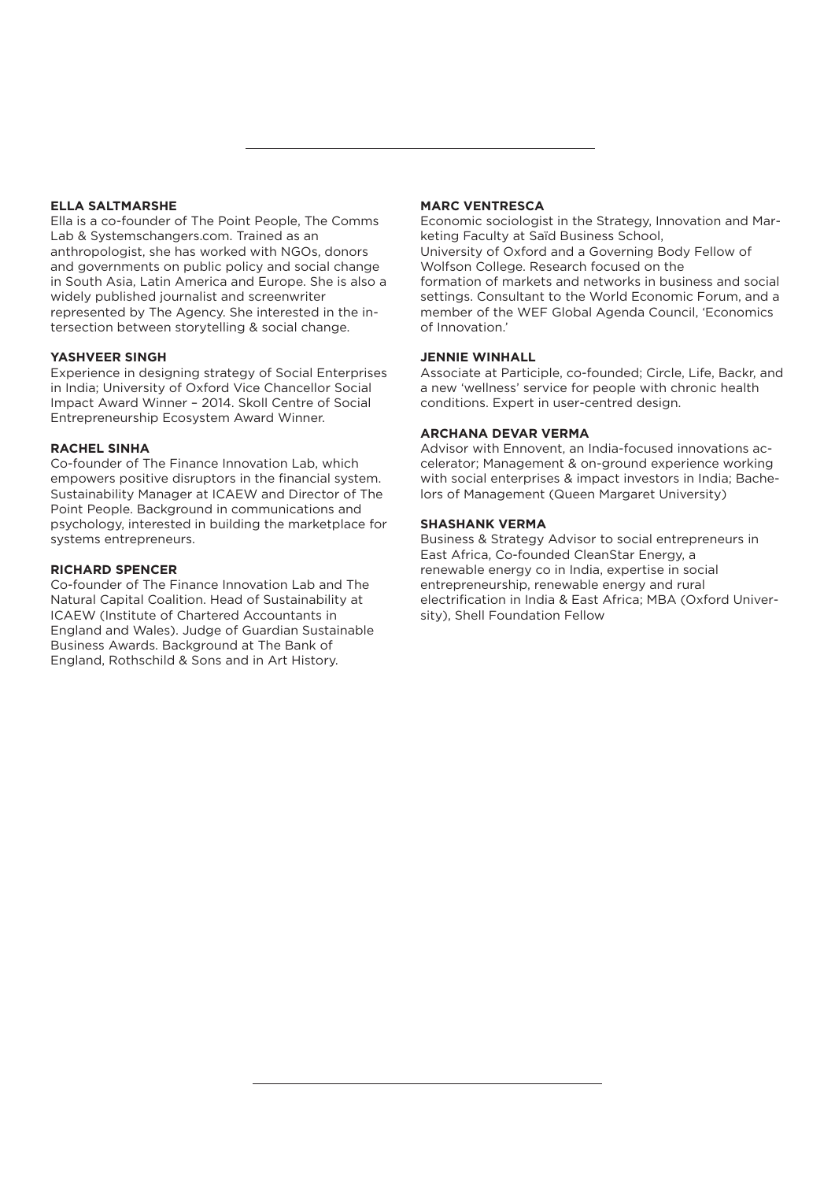**ELLA SALTMARSHE**
Ella is a co-founder of The Point People, The Comms Lab & Systemschangers.com. Trained as an anthropologist, she has worked with NGOs, donors and governments on public policy and social change in South Asia, Latin America and Europe. She is also a widely published journalist and screenwriter represented by The Agency. She interested in the intersection between storytelling & social change.

**YASHVEER SINGH**
Experience in designing strategy of Social Enterprises in India; University of Oxford Vice Chancellor Social Impact Award Winner – 2014. Skoll Centre of Social Entrepreneurship Ecosystem Award Winner.

**RACHEL SINHA**
Co-founder of The Finance Innovation Lab, which empowers positive disruptors in the financial system. Sustainability Manager at ICAEW and Director of The Point People. Background in communications and psychology, interested in building the marketplace for systems entrepreneurs.

**RICHARD SPENCER**
Co-founder of The Finance Innovation Lab and The Natural Capital Coalition. Head of Sustainability at ICAEW (Institute of Chartered Accountants in England and Wales). Judge of Guardian Sustainable Business Awards. Background at The Bank of England, Rothschild & Sons and in Art History.

**MARC VENTRESCA**
Economic sociologist in the Strategy, Innovation and Marketing Faculty at Saïd Business School, University of Oxford and a Governing Body Fellow of Wolfson College. Research focused on the formation of markets and networks in business and social settings. Consultant to the World Economic Forum, and a member of the WEF Global Agenda Council, 'Economics of Innovation.'

**JENNIE WINHALL**
Associate at Participle, co-founded; Circle, Life, Backr, and a new 'wellness' service for people with chronic health conditions. Expert in user-centred design.

**ARCHANA DEVAR VERMA**
Advisor with Ennovent, an India-focused innovations accelerator; Management & on-ground experience working with social enterprises & impact investors in India; Bachelors of Management (Queen Margaret University)

**SHASHANK VERMA**
Business & Strategy Advisor to social entrepreneurs in East Africa, Co-founded CleanStar Energy, a renewable energy co in India, expertise in social entrepreneurship, renewable energy and rural electrification in India & East Africa; MBA (Oxford University), Shell Foundation Fellow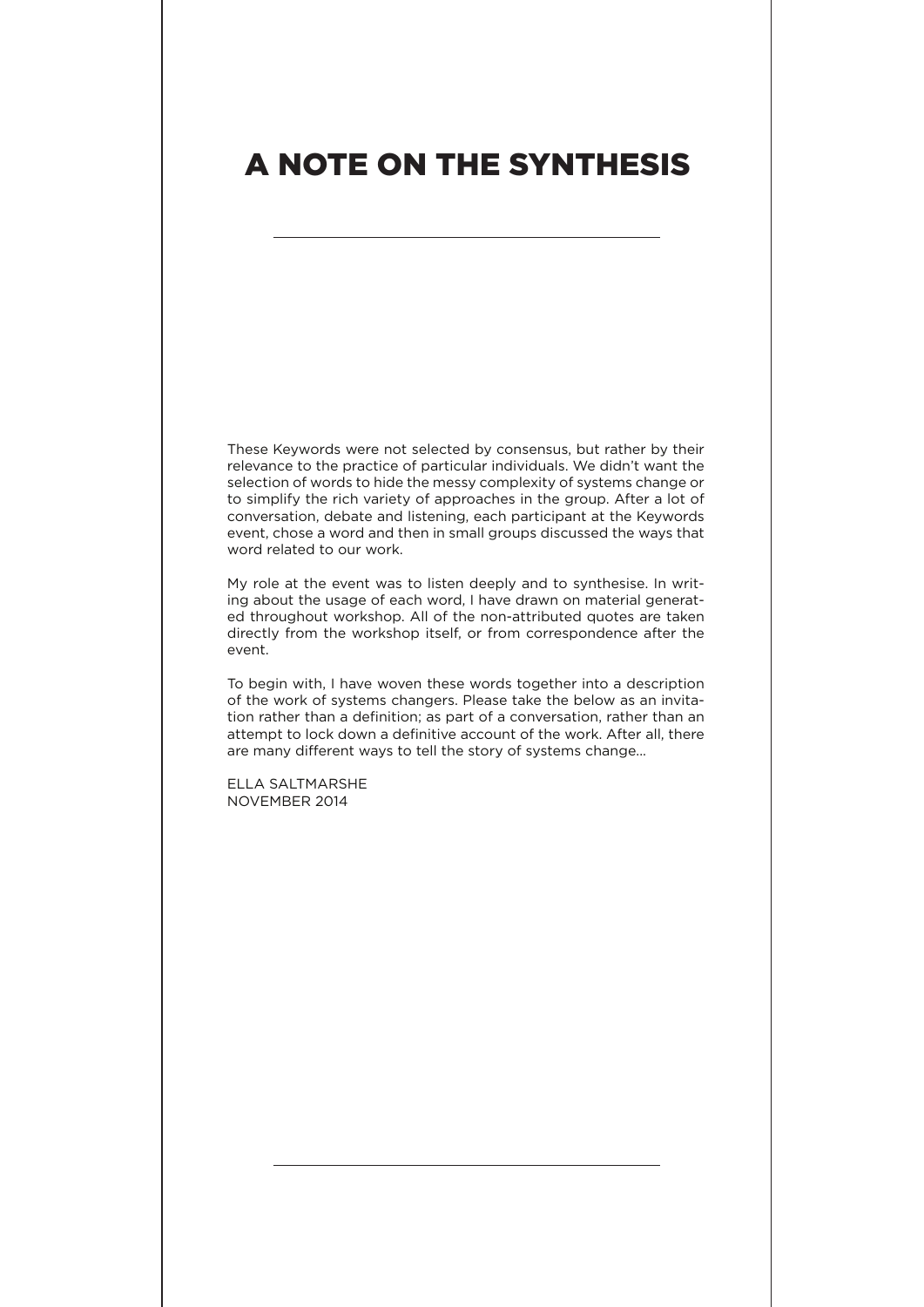# A NOTE ON THE SYNTHESIS

These Keywords were not selected by consensus, but rather by their relevance to the practice of particular individuals. We didn't want the selection of words to hide the messy complexity of systems change or to simplify the rich variety of approaches in the group. After a lot of conversation, debate and listening, each participant at the Keywords event, chose a word and then in small groups discussed the ways that word related to our work.

My role at the event was to listen deeply and to synthesise. In writing about the usage of each word, I have drawn on material generated throughout workshop. All of the non-attributed quotes are taken directly from the workshop itself, or from correspondence after the event.

To begin with, I have woven these words together into a description of the work of systems changers. Please take the below as an invitation rather than a definition; as part of a conversation, rather than an attempt to lock down a definitive account of the work. After all, there are many different ways to tell the story of systems change...

ELLA SALTMARSHE
NOVEMBER 2014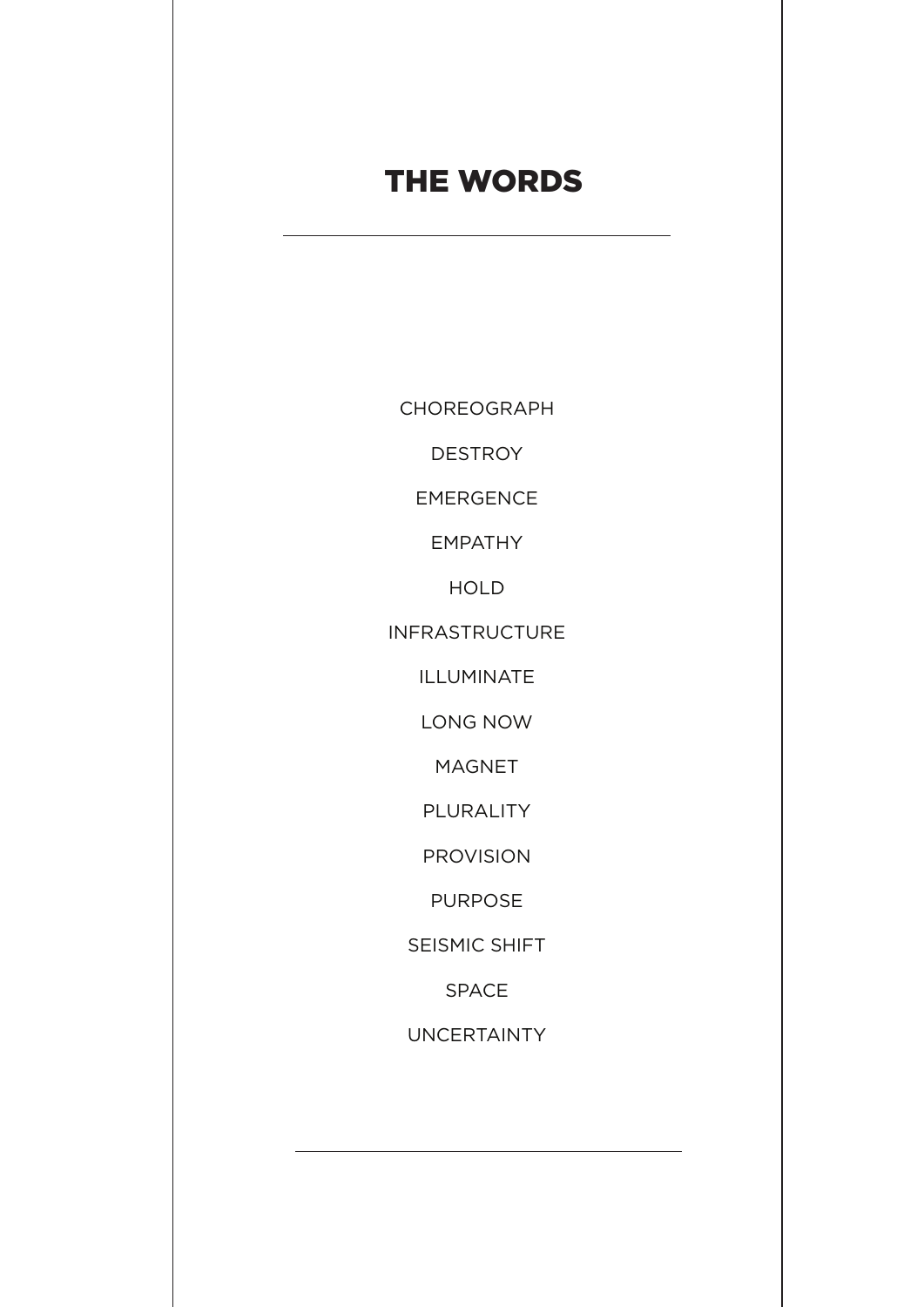# THE WORDS

---

CHOREOGRAPH

DESTROY

EMERGENCE

EMPATHY

HOLD

INFRASTRUCTURE

ILLUMINATE

LONG NOW

MAGNET

PLURALITY

PROVISION

PURPOSE

SEISMIC SHIFT

SPACE

UNCERTAINTY

---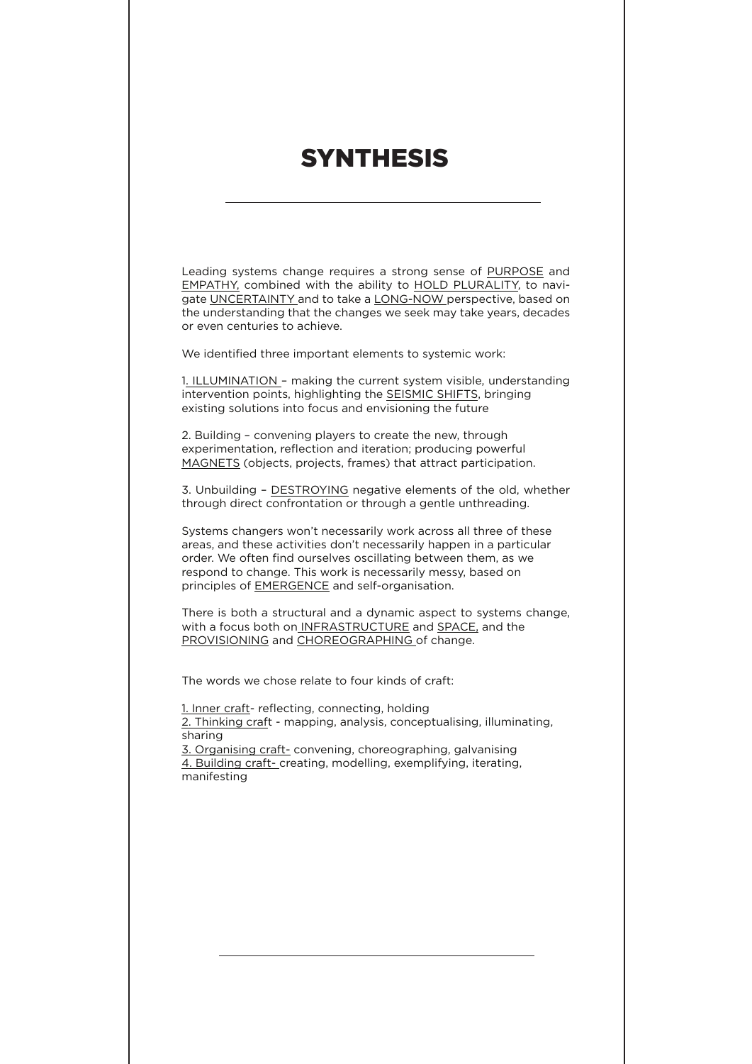# SYNTHESIS

Leading systems change requires a strong sense of PURPOSE and EMPATHY, combined with the ability to HOLD PLURALITY, to navigate UNCERTAINTY and to take a LONG-NOW perspective, based on the understanding that the changes we seek may take years, decades or even centuries to achieve.

We identified three important elements to systemic work:

1. ILLUMINATION – making the current system visible, understanding intervention points, highlighting the SEISMIC SHIFTS, bringing existing solutions into focus and envisioning the future

2. Building – convening players to create the new, through experimentation, reflection and iteration; producing powerful MAGNETS (objects, projects, frames) that attract participation.

3. Unbuilding – DESTROYING negative elements of the old, whether through direct confrontation or through a gentle unthreading.

Systems changers won't necessarily work across all three of these areas, and these activities don't necessarily happen in a particular order. We often find ourselves oscillating between them, as we respond to change. This work is necessarily messy, based on principles of EMERGENCE and self-organisation.

There is both a structural and a dynamic aspect to systems change, with a focus both on INFRASTRUCTURE and SPACE, and the PROVISIONING and CHOREOGRAPHING of change.

The words we chose relate to four kinds of craft:

1. Inner craft- reflecting, connecting, holding
2. Thinking craft - mapping, analysis, conceptualising, illuminating, sharing
3. Organising craft- convening, choreographing, galvanising
4. Building craft- creating, modelling, exemplifying, iterating, manifesting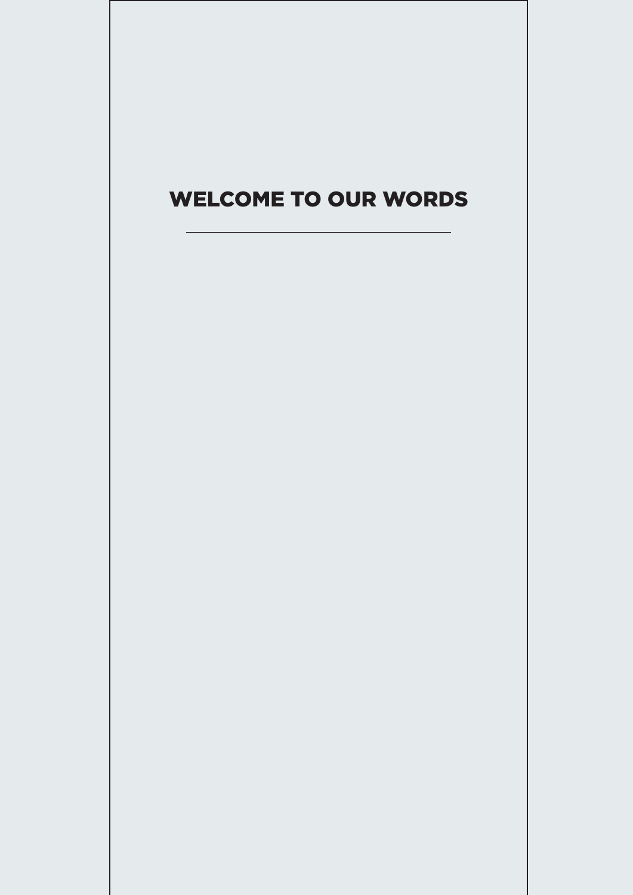# WELCOME TO OUR WORDS

---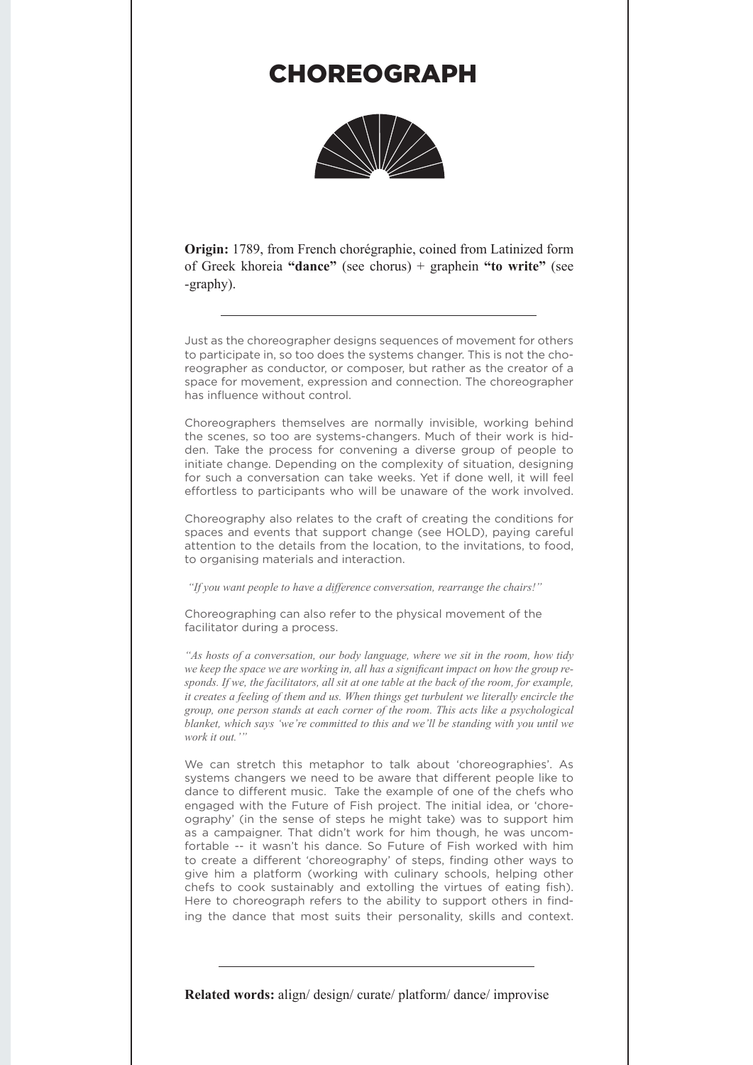# CHOREOGRAPH

**Origin:** 1789, from French chorégraphie, coined from Latinized form of Greek khoreia **"dance"** (see chorus) + graphein **"to write"** (see -graphy).

---

Just as the choreographer designs sequences of movement for others to participate in, so too does the systems changer. This is not the choreographer as conductor, or composer, but rather as the creator of a space for movement, expression and connection. The choreographer has influence without control.

Choreographers themselves are normally invisible, working behind the scenes, so too are systems-changers. Much of their work is hidden. Take the process for convening a diverse group of people to initiate change. Depending on the complexity of situation, designing for such a conversation can take weeks. Yet if done well, it will feel effortless to participants who will be unaware of the work involved.

Choreography also relates to the craft of creating the conditions for spaces and events that support change (see HOLD), paying careful attention to the details from the location, to the invitations, to food, to organising materials and interaction.

*"If you want people to have a difference conversation, rearrange the chairs!"*

Choreographing can also refer to the physical movement of the facilitator during a process.

*"As hosts of a conversation, our body language, where we sit in the room, how tidy we keep the space we are working in, all has a significant impact on how the group responds. If we, the facilitators, all sit at one table at the back of the room, for example, it creates a feeling of them and us. When things get turbulent we literally encircle the group, one person stands at each corner of the room. This acts like a psychological blanket, which says 'we're committed to this and we'll be standing with you until we work it out.'"*

We can stretch this metaphor to talk about 'choreographies'. As systems changers we need to be aware that different people like to dance to different music. Take the example of one of the chefs who engaged with the Future of Fish project. The initial idea, or 'choreography' (in the sense of steps he might take) was to support him as a campaigner. That didn't work for him though, he was uncomfortable -- it wasn't his dance. So Future of Fish worked with him to create a different 'choreography' of steps, finding other ways to give him a platform (working with culinary schools, helping other chefs to cook sustainably and extolling the virtues of eating fish). Here to choreograph refers to the ability to support others in finding the dance that most suits their personality, skills and context.

---

**Related words:** align/ design/ curate/ platform/ dance/ improvise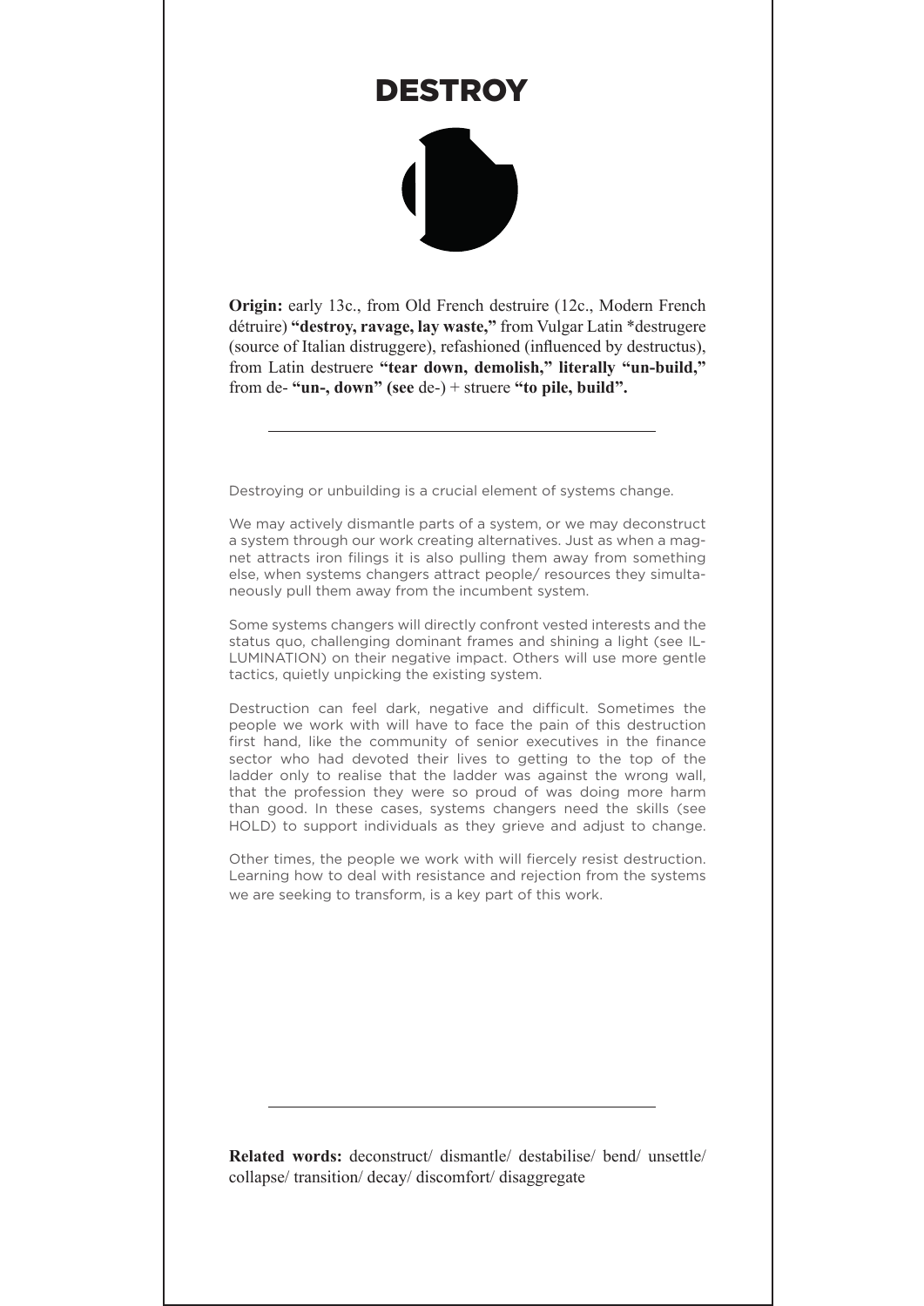# DESTROY

**Origin:** early 13c., from Old French destruire (12c., Modern French détruire) **"destroy, ravage, lay waste,"** from Vulgar Latin *destrugere (source of Italian distruggere), refashioned (influenced by destructus), from Latin destruere **"tear down, demolish," literally "un-build,"** from de- **"un-, down" (see** de-) + struere **"to pile, build".**

---

Destroying or unbuilding is a crucial element of systems change.

We may actively dismantle parts of a system, or we may deconstruct a system through our work creating alternatives. Just as when a magnet attracts iron filings it is also pulling them away from something else, when systems changers attract people/ resources they simultaneously pull them away from the incumbent system.

Some systems changers will directly confront vested interests and the status quo, challenging dominant frames and shining a light (see ILLUMINATION) on their negative impact. Others will use more gentle tactics, quietly unpicking the existing system.

Destruction can feel dark, negative and difficult. Sometimes the people we work with will have to face the pain of this destruction first hand, like the community of senior executives in the finance sector who had devoted their lives to getting to the top of the ladder only to realise that the ladder was against the wrong wall, that the profession they were so proud of was doing more harm than good. In these cases, systems changers need the skills (see HOLD) to support individuals as they grieve and adjust to change.

Other times, the people we work with will fiercely resist destruction. Learning how to deal with resistance and rejection from the systems we are seeking to transform, is a key part of this work.

---

**Related words:** deconstruct/ dismantle/ destabilise/ bend/ unsettle/ collapse/ transition/ decay/ discomfort/ disaggregate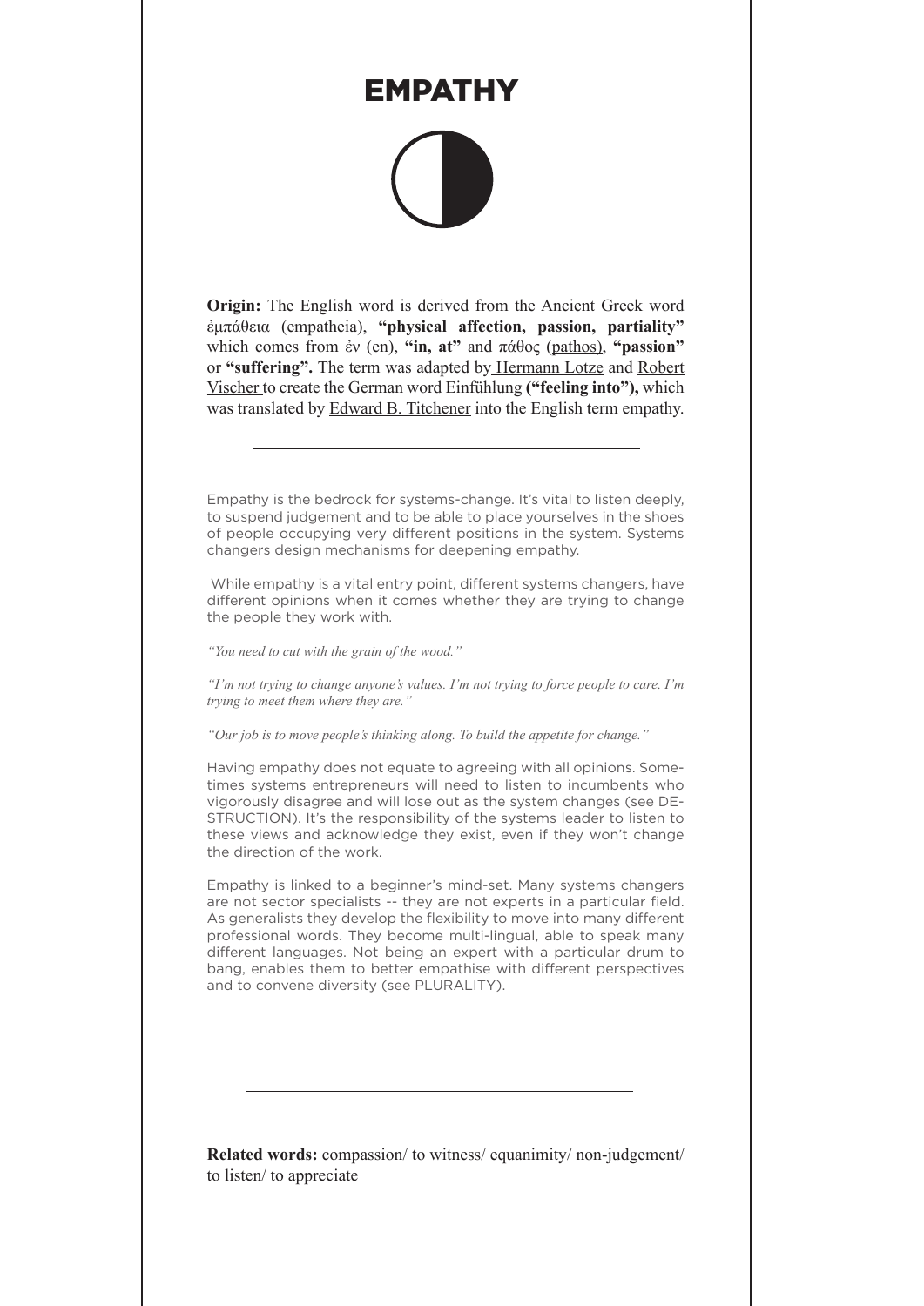# EMPATHY

**Origin:** The English word is derived from the Ancient Greek word ἐμπάθεια (empatheia), **"physical affection, passion, partiality"** which comes from ἐν (en), **"in, at"** and πάθος (pathos), **"passion"** or **"suffering".** The term was adapted by Hermann Lotze and Robert Vischer to create the German word Einfühlung **("feeling into"),** which was translated by Edward B. Titchener into the English term empathy.

---

Empathy is the bedrock for systems-change. It's vital to listen deeply, to suspend judgement and to be able to place yourselves in the shoes of people occupying very different positions in the system. Systems changers design mechanisms for deepening empathy.

While empathy is a vital entry point, different systems changers, have different opinions when it comes whether they are trying to change the people they work with.

*"You need to cut with the grain of the wood."*

*"I'm not trying to change anyone's values. I'm not trying to force people to care. I'm trying to meet them where they are."*

*"Our job is to move people's thinking along. To build the appetite for change."*

Having empathy does not equate to agreeing with all opinions. Sometimes systems entrepreneurs will need to listen to incumbents who vigorously disagree and will lose out as the system changes (see DESTRUCTION). It's the responsibility of the systems leader to listen to these views and acknowledge they exist, even if they won't change the direction of the work.

Empathy is linked to a beginner's mind-set. Many systems changers are not sector specialists -- they are not experts in a particular field. As generalists they develop the flexibility to move into many different professional words. They become multi-lingual, able to speak many different languages. Not being an expert with a particular drum to bang, enables them to better empathise with different perspectives and to convene diversity (see PLURALITY).

---

**Related words:** compassion/ to witness/ equanimity/ non-judgement/ to listen/ to appreciate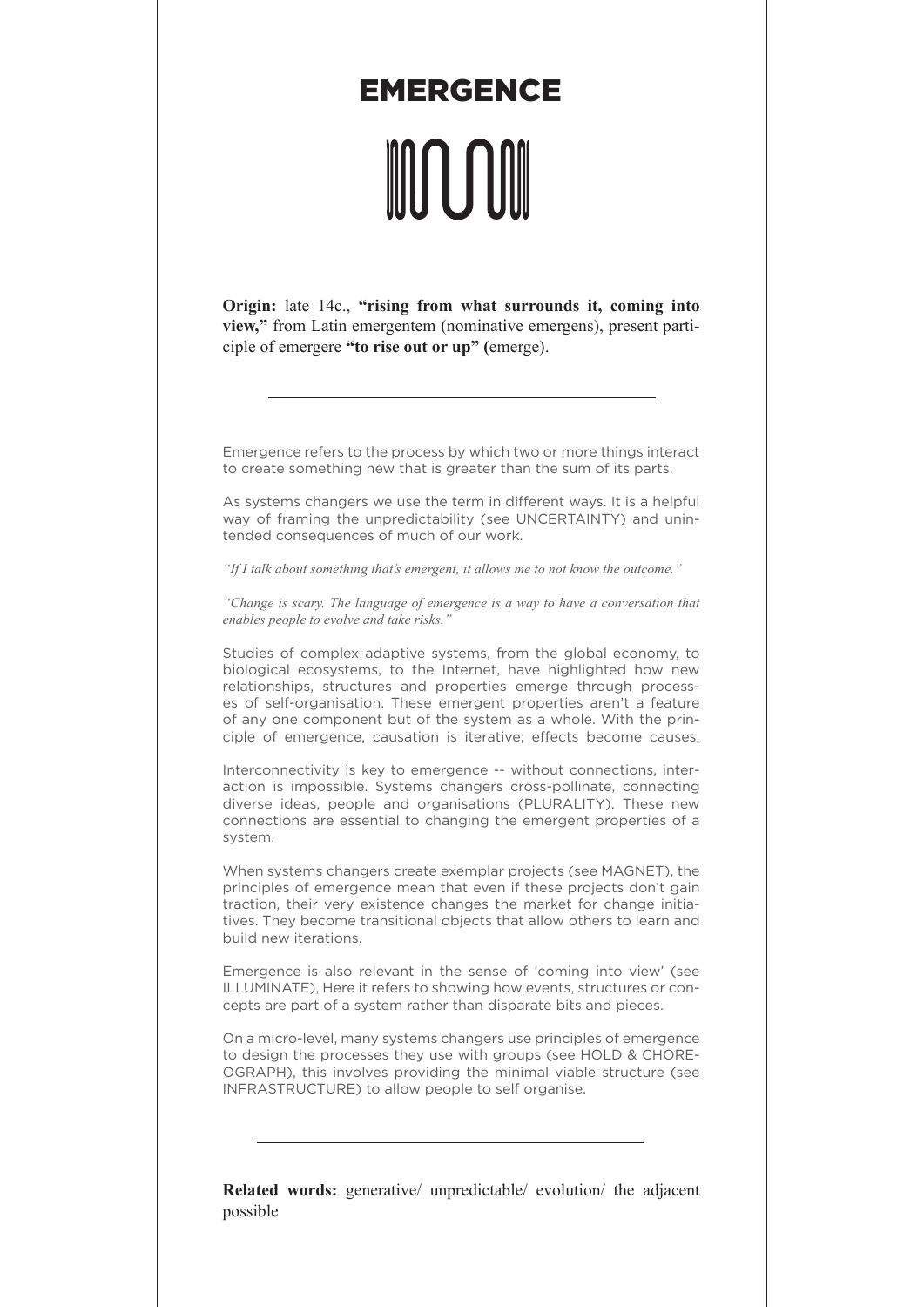# EMERGENCE

**Origin:** late 14c., **"rising from what surrounds it, coming into view,"** from Latin emergentem (nominative emergens), present participle of emergere **"to rise out or up" (**emerge).

---

Emergence refers to the process by which two or more things interact to create something new that is greater than the sum of its parts.

As systems changers we use the term in different ways. It is a helpful way of framing the unpredictability (see UNCERTAINTY) and unintended consequences of much of our work.

*"If I talk about something that's emergent, it allows me to not know the outcome."*

*"Change is scary. The language of emergence is a way to have a conversation that enables people to evolve and take risks."*

Studies of complex adaptive systems, from the global economy, to biological ecosystems, to the Internet, have highlighted how new relationships, structures and properties emerge through processes of self-organisation. These emergent properties aren't a feature of any one component but of the system as a whole. With the principle of emergence, causation is iterative; effects become causes.

Interconnectivity is key to emergence -- without connections, interaction is impossible. Systems changers cross-pollinate, connecting diverse ideas, people and organisations (PLURALITY). These new connections are essential to changing the emergent properties of a system.

When systems changers create exemplar projects (see MAGNET), the principles of emergence mean that even if these projects don't gain traction, their very existence changes the market for change initiatives. They become transitional objects that allow others to learn and build new iterations.

Emergence is also relevant in the sense of 'coming into view' (see ILLUMINATE), Here it refers to showing how events, structures or concepts are part of a system rather than disparate bits and pieces.

On a micro-level, many systems changers use principles of emergence to design the processes they use with groups (see HOLD & CHOREOGRAPH), this involves providing the minimal viable structure (see INFRASTRUCTURE) to allow people to self organise.

---

**Related words:** generative/ unpredictable/ evolution/ the adjacent possible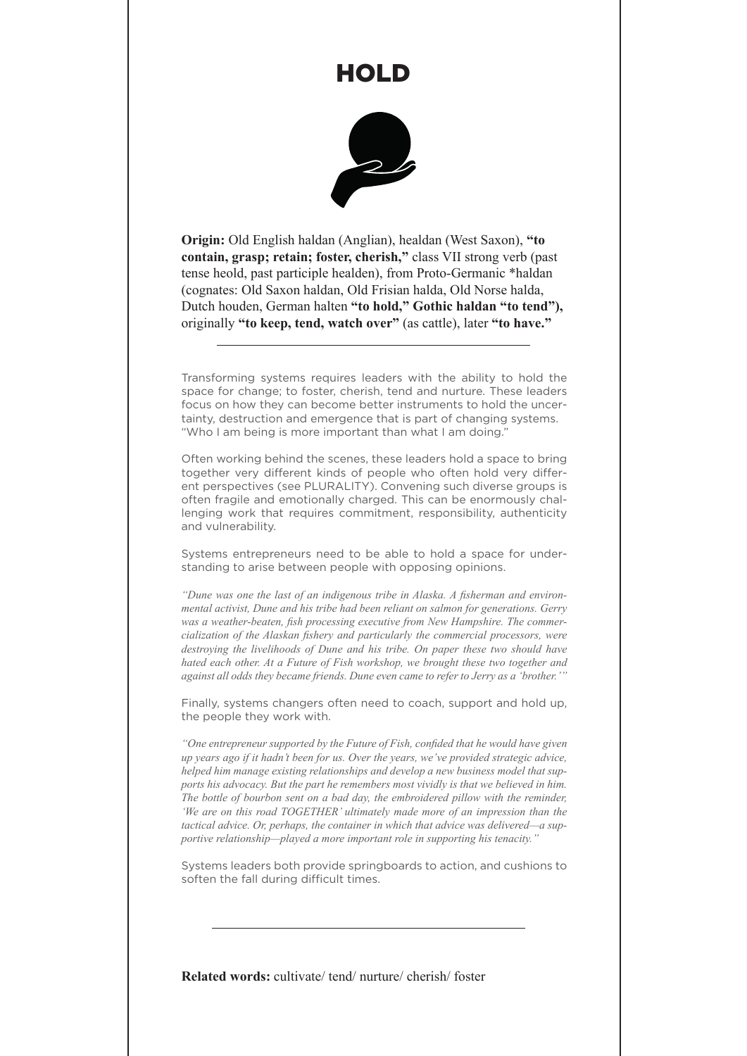# HOLD

**Origin:** Old English haldan (Anglian), healdan (West Saxon), **"to contain, grasp; retain; foster, cherish,"** class VII strong verb (past tense heold, past participle healden), from Proto-Germanic *haldan (cognates: Old Saxon haldan, Old Frisian halda, Old Norse halda, Dutch houden, German halten **"to hold," Gothic haldan "to tend"),** originally **"to keep, tend, watch over"** (as cattle), later **"to have."**

---

Transforming systems requires leaders with the ability to hold the space for change; to foster, cherish, tend and nurture. These leaders focus on how they can become better instruments to hold the uncertainty, destruction and emergence that is part of changing systems. "Who I am being is more important than what I am doing."

Often working behind the scenes, these leaders hold a space to bring together very different kinds of people who often hold very different perspectives (see PLURALITY). Convening such diverse groups is often fragile and emotionally charged. This can be enormously challenging work that requires commitment, responsibility, authenticity and vulnerability.

Systems entrepreneurs need to be able to hold a space for understanding to arise between people with opposing opinions.

*"Dune was one the last of an indigenous tribe in Alaska. A fisherman and environmental activist, Dune and his tribe had been reliant on salmon for generations. Gerry was a weather-beaten, fish processing executive from New Hampshire. The commercialization of the Alaskan fishery and particularly the commercial processors, were destroying the livelihoods of Dune and his tribe. On paper these two should have hated each other. At a Future of Fish workshop, we brought these two together and against all odds they became friends. Dune even came to refer to Jerry as a 'brother.'"*

Finally, systems changers often need to coach, support and hold up, the people they work with.

*"One entrepreneur supported by the Future of Fish, confided that he would have given up years ago if it hadn't been for us. Over the years, we've provided strategic advice, helped him manage existing relationships and develop a new business model that supports his advocacy. But the part he remembers most vividly is that we believed in him. The bottle of bourbon sent on a bad day, the embroidered pillow with the reminder, 'We are on this road TOGETHER' ultimately made more of an impression than the tactical advice. Or, perhaps, the container in which that advice was delivered—a supportive relationship—played a more important role in supporting his tenacity."*

Systems leaders both provide springboards to action, and cushions to soften the fall during difficult times.

---

**Related words:** cultivate/ tend/ nurture/ cherish/ foster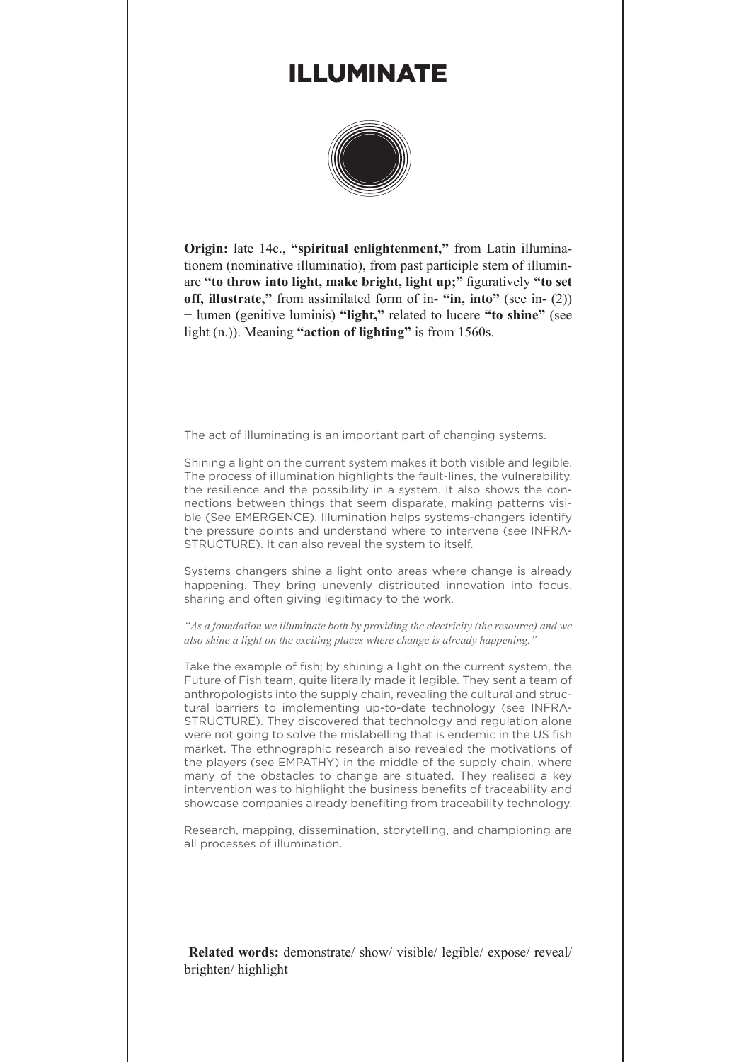# ILLUMINATE

**Origin:** late 14c., **"spiritual enlightenment,"** from Latin illuminationem (nominative illuminatio), from past participle stem of illuminare **"to throw into light, make bright, light up;"** figuratively **"to set off, illustrate,"** from assimilated form of in- **"in, into"** (see in- (2)) + lumen (genitive luminis) **"light,"** related to lucere **"to shine"** (see light (n.)). Meaning **"action of lighting"** is from 1560s.

---

The act of illuminating is an important part of changing systems.

Shining a light on the current system makes it both visible and legible. The process of illumination highlights the fault-lines, the vulnerability, the resilience and the possibility in a system. It also shows the connections between things that seem disparate, making patterns visible (See EMERGENCE). Illumination helps systems-changers identify the pressure points and understand where to intervene (see INFRASTRUCTURE). It can also reveal the system to itself.

Systems changers shine a light onto areas where change is already happening. They bring unevenly distributed innovation into focus, sharing and often giving legitimacy to the work.

*"As a foundation we illuminate both by providing the electricity (the resource) and we also shine a light on the exciting places where change is already happening."*

Take the example of fish; by shining a light on the current system, the Future of Fish team, quite literally made it legible. They sent a team of anthropologists into the supply chain, revealing the cultural and structural barriers to implementing up-to-date technology (see INFRASTRUCTURE). They discovered that technology and regulation alone were not going to solve the mislabelling that is endemic in the US fish market. The ethnographic research also revealed the motivations of the players (see EMPATHY) in the middle of the supply chain, where many of the obstacles to change are situated. They realised a key intervention was to highlight the business benefits of traceability and showcase companies already benefiting from traceability technology.

Research, mapping, dissemination, storytelling, and championing are all processes of illumination.

---

**Related words:** demonstrate/ show/ visible/ legible/ expose/ reveal/ brighten/ highlight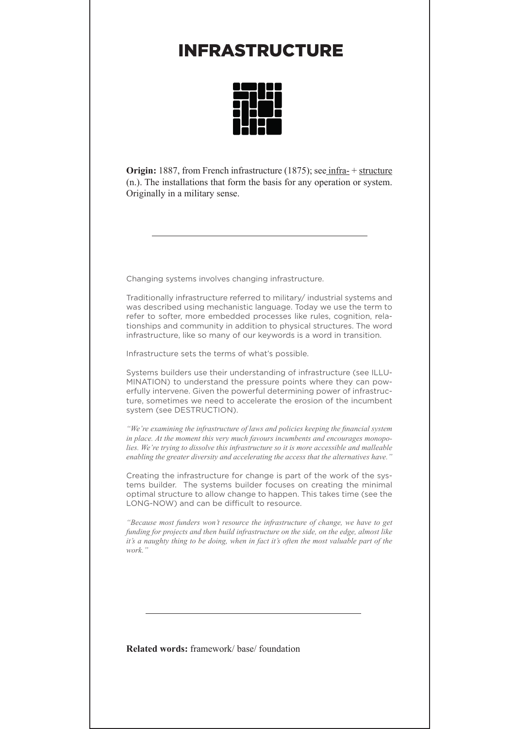# INFRASTRUCTURE

**Origin:** 1887, from French infrastructure (1875); see infra- + structure (n.). The installations that form the basis for any operation or system. Originally in a military sense.

---

Changing systems involves changing infrastructure.

Traditionally infrastructure referred to military/ industrial systems and was described using mechanistic language. Today we use the term to refer to softer, more embedded processes like rules, cognition, relationships and community in addition to physical structures. The word infrastructure, like so many of our keywords is a word in transition.

Infrastructure sets the terms of what's possible.

Systems builders use their understanding of infrastructure (see ILLUMINATION) to understand the pressure points where they can powerfully intervene. Given the powerful determining power of infrastructure, sometimes we need to accelerate the erosion of the incumbent system (see DESTRUCTION).

*"We're examining the infrastructure of laws and policies keeping the financial system in place. At the moment this very much favours incumbents and encourages monopolies. We're trying to dissolve this infrastructure so it is more accessible and malleable enabling the greater diversity and accelerating the access that the alternatives have."*

Creating the infrastructure for change is part of the work of the systems builder. The systems builder focuses on creating the minimal optimal structure to allow change to happen. This takes time (see the LONG-NOW) and can be difficult to resource.

*"Because most funders won't resource the infrastructure of change, we have to get funding for projects and then build infrastructure on the side, on the edge, almost like it's a naughty thing to be doing, when in fact it's often the most valuable part of the work."*

---

**Related words:** framework/ base/ foundation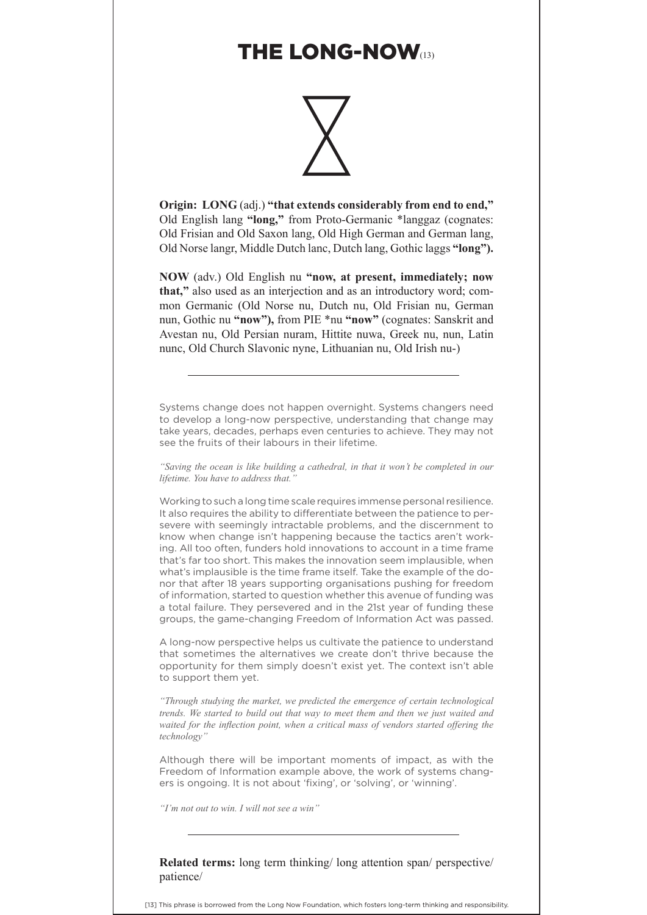# THE LONG-NOW[13]

**Origin: LONG** (adj.) **"that extends considerably from end to end,"** Old English lang **"long,"** from Proto-Germanic *langgaz (cognates: Old Frisian and Old Saxon lang, Old High German and German lang, Old Norse langr, Middle Dutch lanc, Dutch lang, Gothic laggs **"long").**

**NOW** (adv.) Old English nu **"now, at present, immediately; now that,"** also used as an interjection and as an introductory word; common Germanic (Old Norse nu, Dutch nu, Old Frisian nu, German nun, Gothic nu **"now"),** from PIE *nu **"now"** (cognates: Sanskrit and Avestan nu, Old Persian nuram, Hittite nuwa, Greek nu, nun, Latin nunc, Old Church Slavonic nyne, Lithuanian nu, Old Irish nu-)

---

Systems change does not happen overnight. Systems changers need to develop a long-now perspective, understanding that change may take years, decades, perhaps even centuries to achieve. They may not see the fruits of their labours in their lifetime.

*"Saving the ocean is like building a cathedral, in that it won't be completed in our lifetime. You have to address that."*

Working to such a long time scale requires immense personal resilience. It also requires the ability to differentiate between the patience to persevere with seemingly intractable problems, and the discernment to know when change isn't happening because the tactics aren't working. All too often, funders hold innovations to account in a time frame that's far too short. This makes the innovation seem implausible, when what's implausible is the time frame itself. Take the example of the donor that after 18 years supporting organisations pushing for freedom of information, started to question whether this avenue of funding was a total failure. They persevered and in the 21st year of funding these groups, the game-changing Freedom of Information Act was passed.

A long-now perspective helps us cultivate the patience to understand that sometimes the alternatives we create don't thrive because the opportunity for them simply doesn't exist yet. The context isn't able to support them yet.

*"Through studying the market, we predicted the emergence of certain technological trends. We started to build out that way to meet them and then we just waited and waited for the inflection point, when a critical mass of vendors started offering the technology"*

Although there will be important moments of impact, as with the Freedom of Information example above, the work of systems changers is ongoing. It is not about 'fixing', or 'solving', or 'winning'.

*"I'm not out to win. I will not see a win"*

---

**Related terms:** long term thinking/ long attention span/ perspective/ patience/

[13] This phrase is borrowed from the Long Now Foundation, which fosters long-term thinking and responsibility.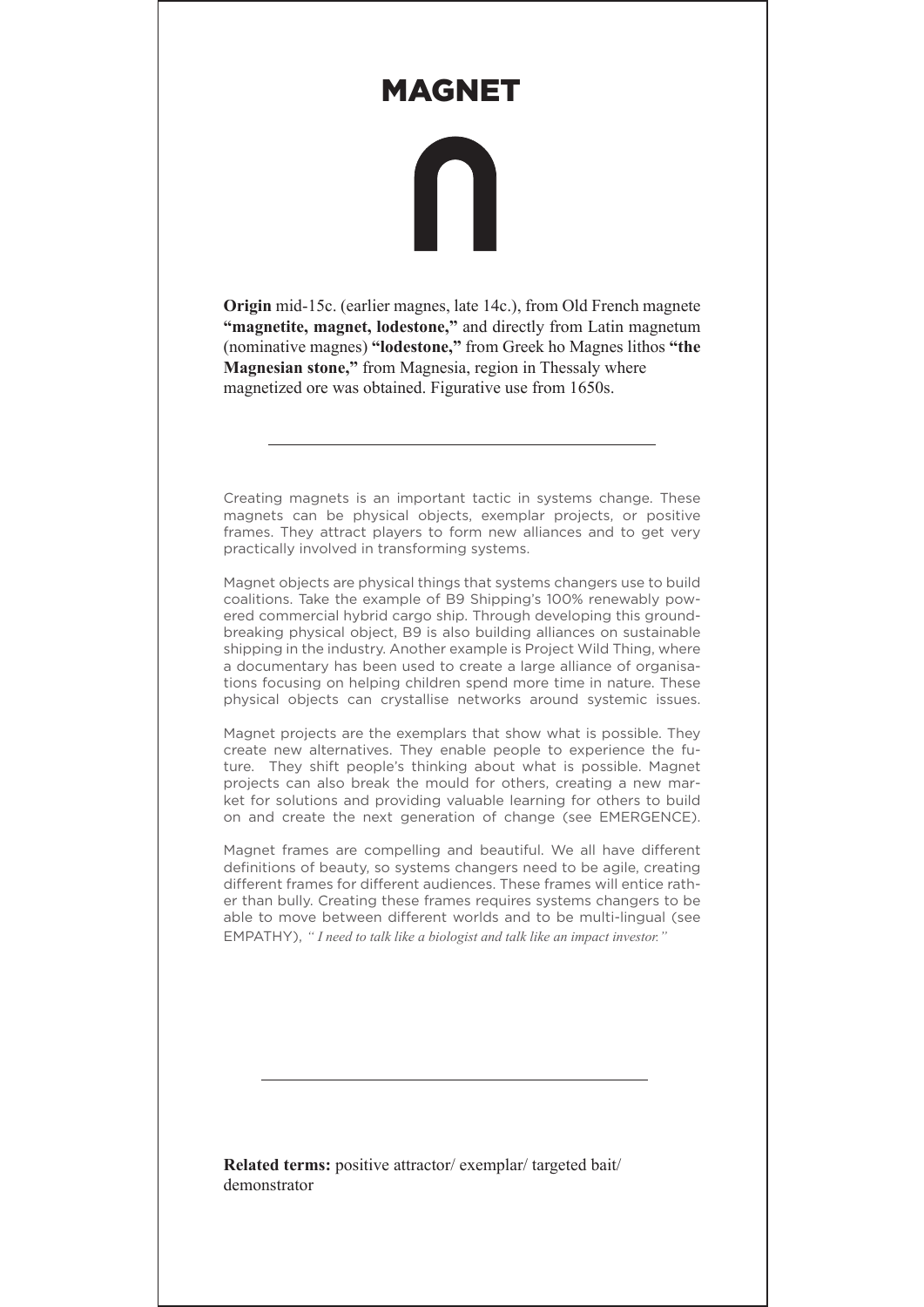# MAGNET

**Origin** mid-15c. (earlier magnes, late 14c.), from Old French magnete **"magnetite, magnet, lodestone,"** and directly from Latin magnetum (nominative magnes) **"lodestone,"** from Greek ho Magnes lithos **"the Magnesian stone,"** from Magnesia, region in Thessaly where magnetized ore was obtained. Figurative use from 1650s.

---

Creating magnets is an important tactic in systems change. These magnets can be physical objects, exemplar projects, or positive frames. They attract players to form new alliances and to get very practically involved in transforming systems.

Magnet objects are physical things that systems changers use to build coalitions. Take the example of B9 Shipping's 100% renewably powered commercial hybrid cargo ship. Through developing this groundbreaking physical object, B9 is also building alliances on sustainable shipping in the industry. Another example is Project Wild Thing, where a documentary has been used to create a large alliance of organisations focusing on helping children spend more time in nature. These physical objects can crystallise networks around systemic issues.

Magnet projects are the exemplars that show what is possible. They create new alternatives. They enable people to experience the future. They shift people's thinking about what is possible. Magnet projects can also break the mould for others, creating a new market for solutions and providing valuable learning for others to build on and create the next generation of change (see EMERGENCE).

Magnet frames are compelling and beautiful. We all have different definitions of beauty, so systems changers need to be agile, creating different frames for different audiences. These frames will entice rather than bully. Creating these frames requires systems changers to be able to move between different worlds and to be multi-lingual (see EMPATHY), *" I need to talk like a biologist and talk like an impact investor."*

---

**Related terms:** positive attractor/ exemplar/ targeted bait/ demonstrator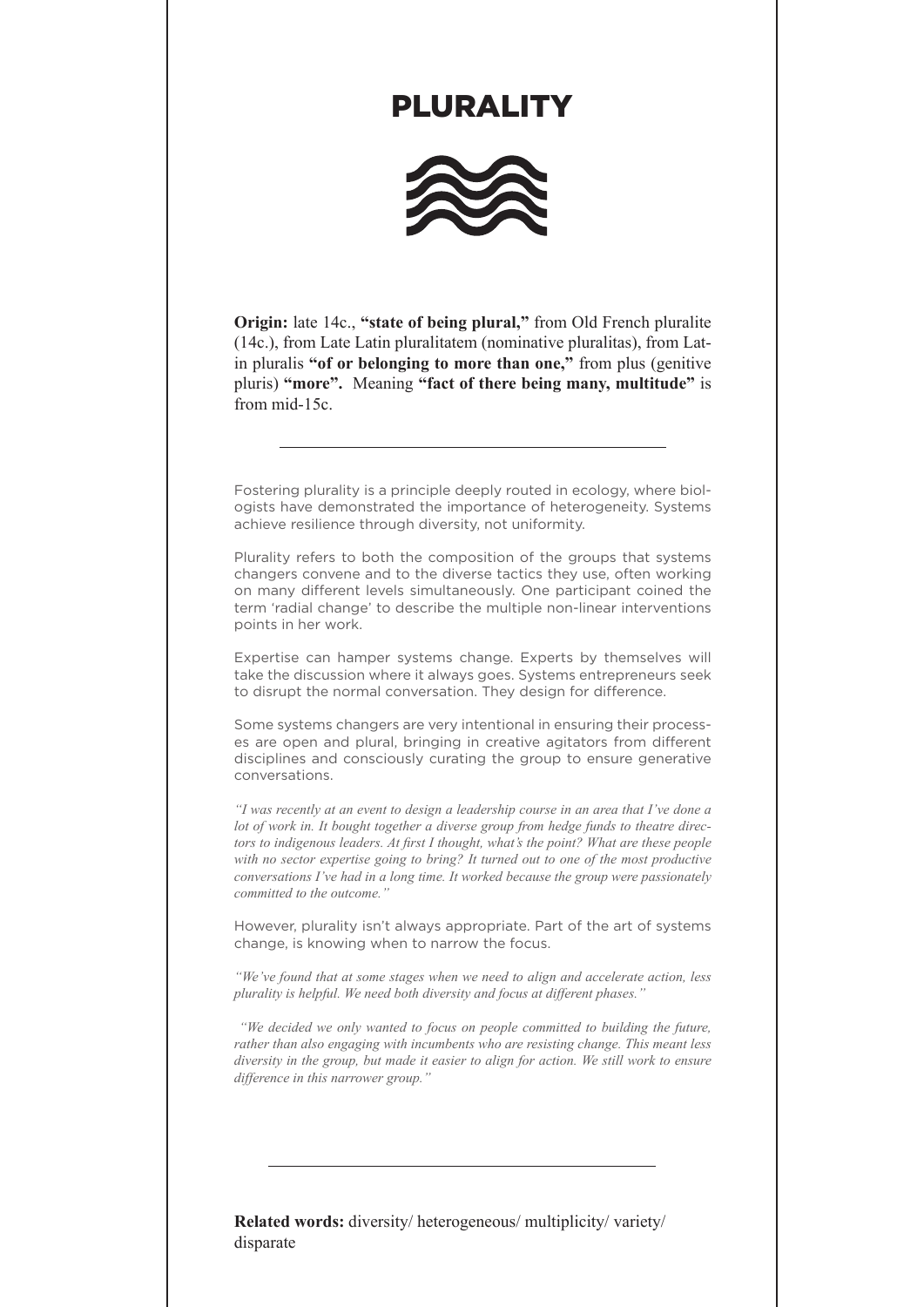# PLURALITY

**Origin:** late 14c., **"state of being plural,"** from Old French pluralite (14c.), from Late Latin pluralitatem (nominative pluralitas), from Latin pluralis **"of or belonging to more than one,"** from plus (genitive pluris) **"more".** Meaning **"fact of there being many, multitude"** is from mid-15c.

---

Fostering plurality is a principle deeply routed in ecology, where biologists have demonstrated the importance of heterogeneity. Systems achieve resilience through diversity, not uniformity.

Plurality refers to both the composition of the groups that systems changers convene and to the diverse tactics they use, often working on many different levels simultaneously. One participant coined the term 'radial change' to describe the multiple non-linear interventions points in her work.

Expertise can hamper systems change. Experts by themselves will take the discussion where it always goes. Systems entrepreneurs seek to disrupt the normal conversation. They design for difference.

Some systems changers are very intentional in ensuring their processes are open and plural, bringing in creative agitators from different disciplines and consciously curating the group to ensure generative conversations.

*"I was recently at an event to design a leadership course in an area that I've done a lot of work in. It bought together a diverse group from hedge funds to theatre directors to indigenous leaders. At first I thought, what's the point? What are these people with no sector expertise going to bring? It turned out to one of the most productive conversations I've had in a long time. It worked because the group were passionately committed to the outcome."*

However, plurality isn't always appropriate. Part of the art of systems change, is knowing when to narrow the focus.

*"We've found that at some stages when we need to align and accelerate action, less plurality is helpful. We need both diversity and focus at different phases."*

*"We decided we only wanted to focus on people committed to building the future, rather than also engaging with incumbents who are resisting change. This meant less diversity in the group, but made it easier to align for action. We still work to ensure difference in this narrower group."*

---

**Related words:** diversity/ heterogeneous/ multiplicity/ variety/ disparate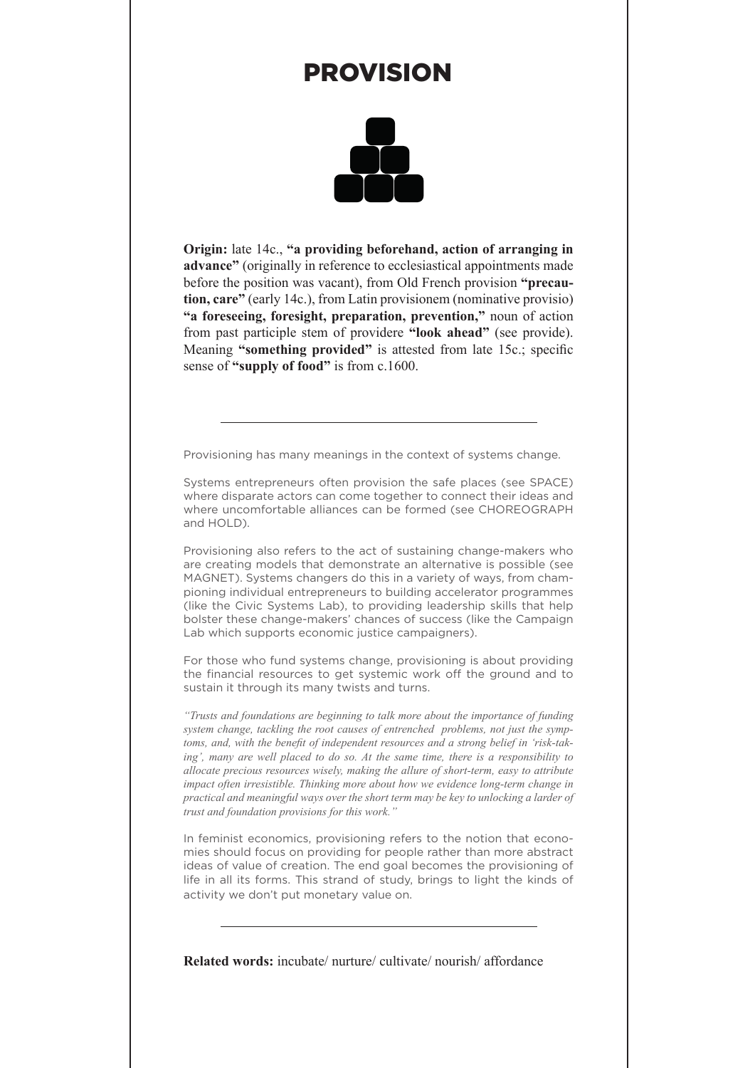# PROVISION

**Origin:** late 14c., **"a providing beforehand, action of arranging in advance"** (originally in reference to ecclesiastical appointments made before the position was vacant), from Old French provision **"precaution, care"** (early 14c.), from Latin provisionem (nominative provisio) **"a foreseeing, foresight, preparation, prevention,"** noun of action from past participle stem of providere **"look ahead"** (see provide). Meaning **"something provided"** is attested from late 15c.; specific sense of **"supply of food"** is from c.1600.

---

Provisioning has many meanings in the context of systems change.

Systems entrepreneurs often provision the safe places (see SPACE) where disparate actors can come together to connect their ideas and where uncomfortable alliances can be formed (see CHOREOGRAPH and HOLD).

Provisioning also refers to the act of sustaining change-makers who are creating models that demonstrate an alternative is possible (see MAGNET). Systems changers do this in a variety of ways, from championing individual entrepreneurs to building accelerator programmes (like the Civic Systems Lab), to providing leadership skills that help bolster these change-makers' chances of success (like the Campaign Lab which supports economic justice campaigners).

For those who fund systems change, provisioning is about providing the financial resources to get systemic work off the ground and to sustain it through its many twists and turns.

*"Trusts and foundations are beginning to talk more about the importance of funding system change, tackling the root causes of entrenched problems, not just the symptoms, and, with the benefit of independent resources and a strong belief in 'risk-taking', many are well placed to do so. At the same time, there is a responsibility to allocate precious resources wisely, making the allure of short-term, easy to attribute impact often irresistible. Thinking more about how we evidence long-term change in practical and meaningful ways over the short term may be key to unlocking a larder of trust and foundation provisions for this work."*

In feminist economics, provisioning refers to the notion that economies should focus on providing for people rather than more abstract ideas of value of creation. The end goal becomes the provisioning of life in all its forms. This strand of study, brings to light the kinds of activity we don't put monetary value on.

---

**Related words:** incubate/ nurture/ cultivate/ nourish/ affordance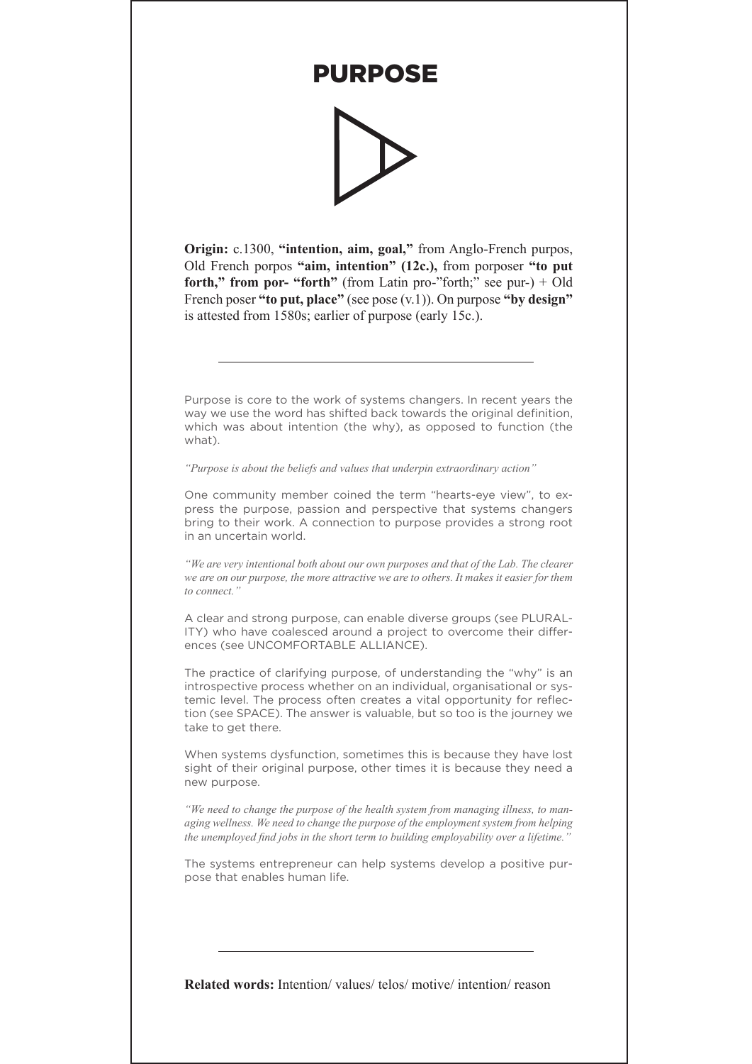# PURPOSE

**Origin:** c.1300, **"intention, aim, goal,"** from Anglo-French purpos, Old French porpos **"aim, intention" (12c.),** from porposer **"to put forth," from por- "forth"** (from Latin pro-"forth;" see pur-) + Old French poser **"to put, place"** (see pose (v.1)). On purpose **"by design"** is attested from 1580s; earlier of purpose (early 15c.).

---

Purpose is core to the work of systems changers. In recent years the way we use the word has shifted back towards the original definition, which was about intention (the why), as opposed to function (the what).

*"Purpose is about the beliefs and values that underpin extraordinary action"*

One community member coined the term "hearts-eye view", to express the purpose, passion and perspective that systems changers bring to their work. A connection to purpose provides a strong root in an uncertain world.

*"We are very intentional both about our own purposes and that of the Lab. The clearer we are on our purpose, the more attractive we are to others. It makes it easier for them to connect."*

A clear and strong purpose, can enable diverse groups (see PLURALITY) who have coalesced around a project to overcome their differences (see UNCOMFORTABLE ALLIANCE).

The practice of clarifying purpose, of understanding the "why" is an introspective process whether on an individual, organisational or systemic level. The process often creates a vital opportunity for reflection (see SPACE). The answer is valuable, but so too is the journey we take to get there.

When systems dysfunction, sometimes this is because they have lost sight of their original purpose, other times it is because they need a new purpose.

*"We need to change the purpose of the health system from managing illness, to managing wellness. We need to change the purpose of the employment system from helping the unemployed find jobs in the short term to building employability over a lifetime."*

The systems entrepreneur can help systems develop a positive purpose that enables human life.

---

**Related words:** Intention/ values/ telos/ motive/ intention/ reason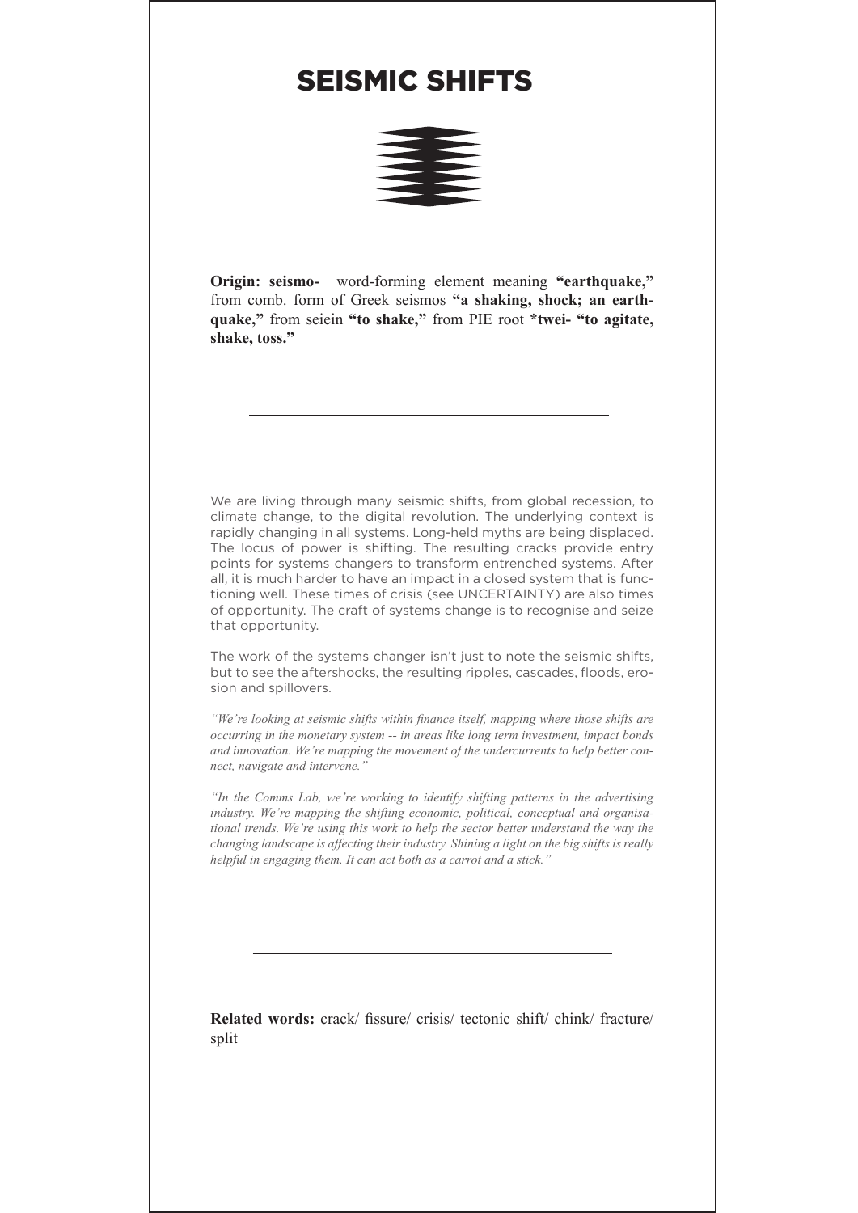# SEISMIC SHIFTS

**Origin: seismo-** word-forming element meaning **"earthquake,"** from comb. form of Greek seismos **"a shaking, shock; an earthquake,"** from seiein **"to shake,"** from PIE root **\*twei- "to agitate, shake, toss."**

---

We are living through many seismic shifts, from global recession, to climate change, to the digital revolution. The underlying context is rapidly changing in all systems. Long-held myths are being displaced. The locus of power is shifting. The resulting cracks provide entry points for systems changers to transform entrenched systems. After all, it is much harder to have an impact in a closed system that is functioning well. These times of crisis (see UNCERTAINTY) are also times of opportunity. The craft of systems change is to recognise and seize that opportunity.

The work of the systems changer isn't just to note the seismic shifts, but to see the aftershocks, the resulting ripples, cascades, floods, erosion and spillovers.

*"We're looking at seismic shifts within finance itself, mapping where those shifts are occurring in the monetary system -- in areas like long term investment, impact bonds and innovation. We're mapping the movement of the undercurrents to help better connect, navigate and intervene."*

*"In the Comms Lab, we're working to identify shifting patterns in the advertising industry. We're mapping the shifting economic, political, conceptual and organisational trends. We're using this work to help the sector better understand the way the changing landscape is affecting their industry. Shining a light on the big shifts is really helpful in engaging them. It can act both as a carrot and a stick."*

---

**Related words:** crack/ fissure/ crisis/ tectonic shift/ chink/ fracture/ split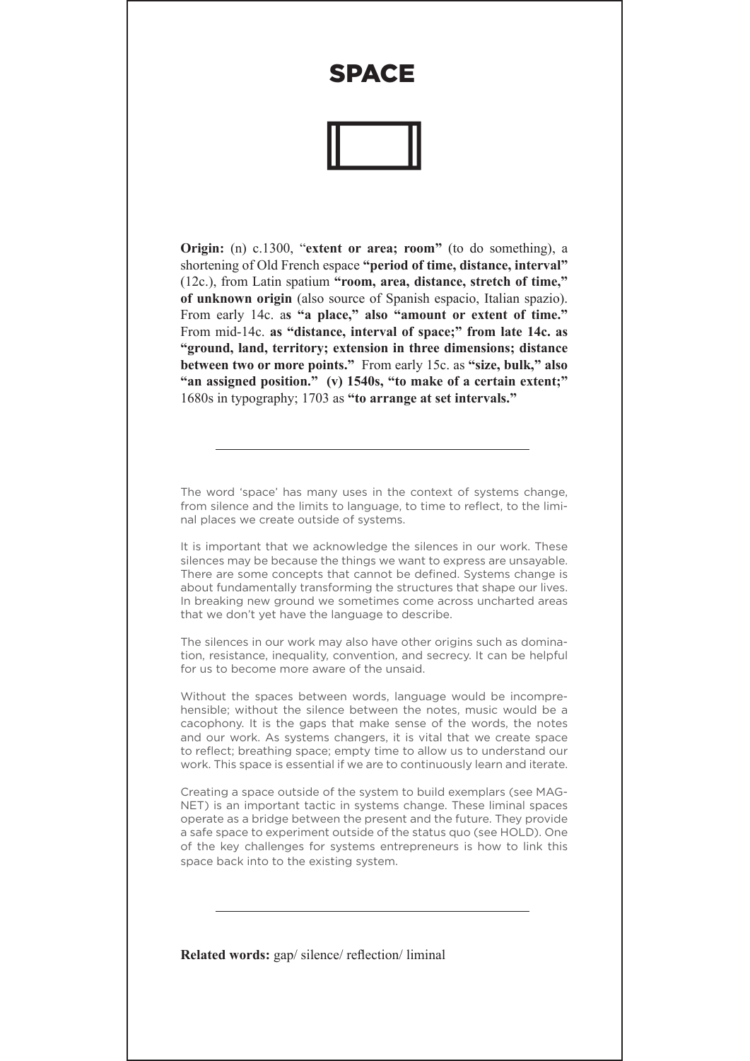# SPACE

**Origin:** (n) c.1300, "**extent or area; room"** (to do something), a shortening of Old French espace **"period of time, distance, interval"** (12c.), from Latin spatium **"room, area, distance, stretch of time," of unknown origin** (also source of Spanish espacio, Italian spazio). From early 14c. a**s "a place," also "amount or extent of time."** From mid-14c. **as "distance, interval of space;" from late 14c. as "ground, land, territory; extension in three dimensions; distance between two or more points."** From early 15c. as **"size, bulk," also "an assigned position." (v) 1540s, "to make of a certain extent;"** 1680s in typography; 1703 as **"to arrange at set intervals."**

---

The word 'space' has many uses in the context of systems change, from silence and the limits to language, to time to reflect, to the liminal places we create outside of systems.

It is important that we acknowledge the silences in our work. These silences may be because the things we want to express are unsayable. There are some concepts that cannot be defined. Systems change is about fundamentally transforming the structures that shape our lives. In breaking new ground we sometimes come across uncharted areas that we don't yet have the language to describe.

The silences in our work may also have other origins such as domination, resistance, inequality, convention, and secrecy. It can be helpful for us to become more aware of the unsaid.

Without the spaces between words, language would be incomprehensible; without the silence between the notes, music would be a cacophony. It is the gaps that make sense of the words, the notes and our work. As systems changers, it is vital that we create space to reflect; breathing space; empty time to allow us to understand our work. This space is essential if we are to continuously learn and iterate.

Creating a space outside of the system to build exemplars (see MAGNET) is an important tactic in systems change. These liminal spaces operate as a bridge between the present and the future. They provide a safe space to experiment outside of the status quo (see HOLD). One of the key challenges for systems entrepreneurs is how to link this space back into to the existing system.

---

**Related words:** gap/ silence/ reflection/ liminal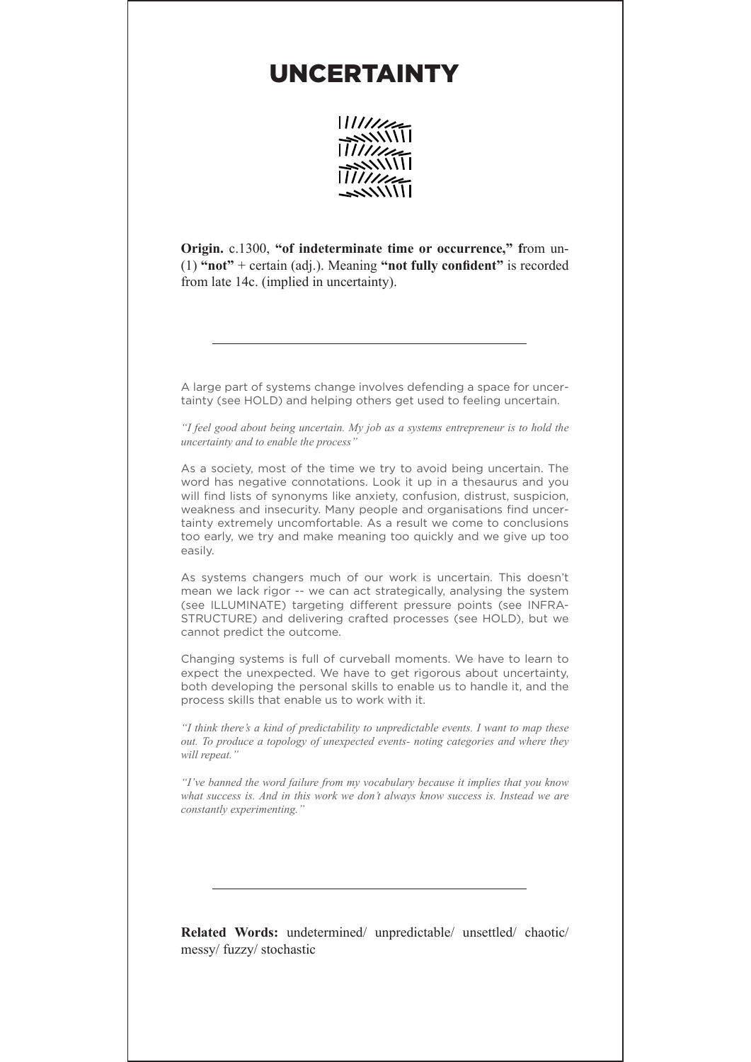# UNCERTAINTY

**Origin.** c.1300, **"of indeterminate time or occurrence," f**rom un- (1) **"not"** + certain (adj.). Meaning **"not fully confident"** is recorded from late 14c. (implied in uncertainty).

---

A large part of systems change involves defending a space for uncertainty (see HOLD) and helping others get used to feeling uncertain.

*"I feel good about being uncertain. My job as a systems entrepreneur is to hold the uncertainty and to enable the process"*

As a society, most of the time we try to avoid being uncertain. The word has negative connotations. Look it up in a thesaurus and you will find lists of synonyms like anxiety, confusion, distrust, suspicion, weakness and insecurity. Many people and organisations find uncertainty extremely uncomfortable. As a result we come to conclusions too early, we try and make meaning too quickly and we give up too easily.

As systems changers much of our work is uncertain. This doesn't mean we lack rigor -- we can act strategically, analysing the system (see ILLUMINATE) targeting different pressure points (see INFRASTRUCTURE) and delivering crafted processes (see HOLD), but we cannot predict the outcome.

Changing systems is full of curveball moments. We have to learn to expect the unexpected. We have to get rigorous about uncertainty, both developing the personal skills to enable us to handle it, and the process skills that enable us to work with it.

*"I think there's a kind of predictability to unpredictable events. I want to map these out. To produce a topology of unexpected events- noting categories and where they will repeat."*

*"I've banned the word failure from my vocabulary because it implies that you know what success is. And in this work we don't always know success is. Instead we are constantly experimenting."*

---

**Related Words:** undetermined/ unpredictable/ unsettled/ chaotic/ messy/ fuzzy/ stochastic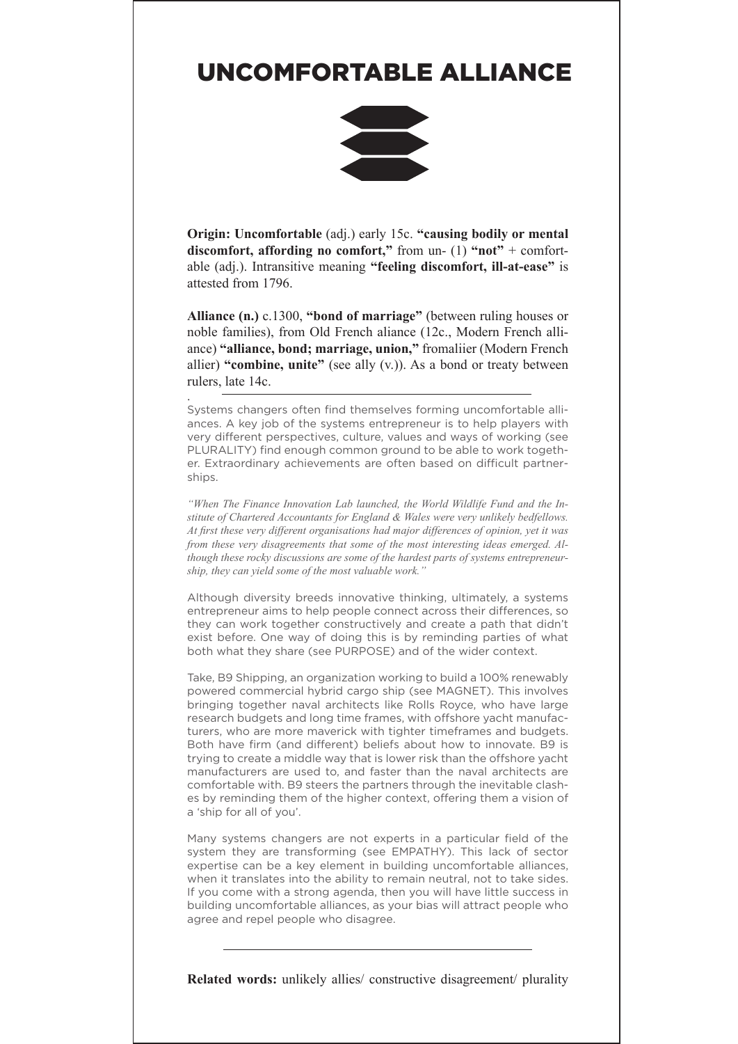# UNCOMFORTABLE ALLIANCE

**Origin: Uncomfortable** (adj.) early 15c. **"causing bodily or mental discomfort, affording no comfort,"** from un- (1) **"not"** + comfortable (adj.). Intransitive meaning **"feeling discomfort, ill-at-ease"** is attested from 1796.

**Alliance (n.)** c.1300, **"bond of marriage"** (between ruling houses or noble families), from Old French aliance (12c., Modern French alliance) **"alliance, bond; marriage, union,"** fromaliier (Modern French allier) **"combine, unite"** (see ally (v.)). As a bond or treaty between rulers, late 14c.

.

---

Systems changers often find themselves forming uncomfortable alliances. A key job of the systems entrepreneur is to help players with very different perspectives, culture, values and ways of working (see PLURALITY) find enough common ground to be able to work together. Extraordinary achievements are often based on difficult partnerships.

*"When The Finance Innovation Lab launched, the World Wildlife Fund and the Institute of Chartered Accountants for England & Wales were very unlikely bedfellows. At first these very different organisations had major differences of opinion, yet it was from these very disagreements that some of the most interesting ideas emerged. Although these rocky discussions are some of the hardest parts of systems entrepreneurship, they can yield some of the most valuable work."*

Although diversity breeds innovative thinking, ultimately, a systems entrepreneur aims to help people connect across their differences, so they can work together constructively and create a path that didn't exist before. One way of doing this is by reminding parties of what both what they share (see PURPOSE) and of the wider context.

Take, B9 Shipping, an organization working to build a 100% renewably powered commercial hybrid cargo ship (see MAGNET). This involves bringing together naval architects like Rolls Royce, who have large research budgets and long time frames, with offshore yacht manufacturers, who are more maverick with tighter timeframes and budgets. Both have firm (and different) beliefs about how to innovate. B9 is trying to create a middle way that is lower risk than the offshore yacht manufacturers are used to, and faster than the naval architects are comfortable with. B9 steers the partners through the inevitable clashes by reminding them of the higher context, offering them a vision of a 'ship for all of you'.

Many systems changers are not experts in a particular field of the system they are transforming (see EMPATHY). This lack of sector expertise can be a key element in building uncomfortable alliances, when it translates into the ability to remain neutral, not to take sides. If you come with a strong agenda, then you will have little success in building uncomfortable alliances, as your bias will attract people who agree and repel people who disagree.

---

**Related words:** unlikely allies/ constructive disagreement/ plurality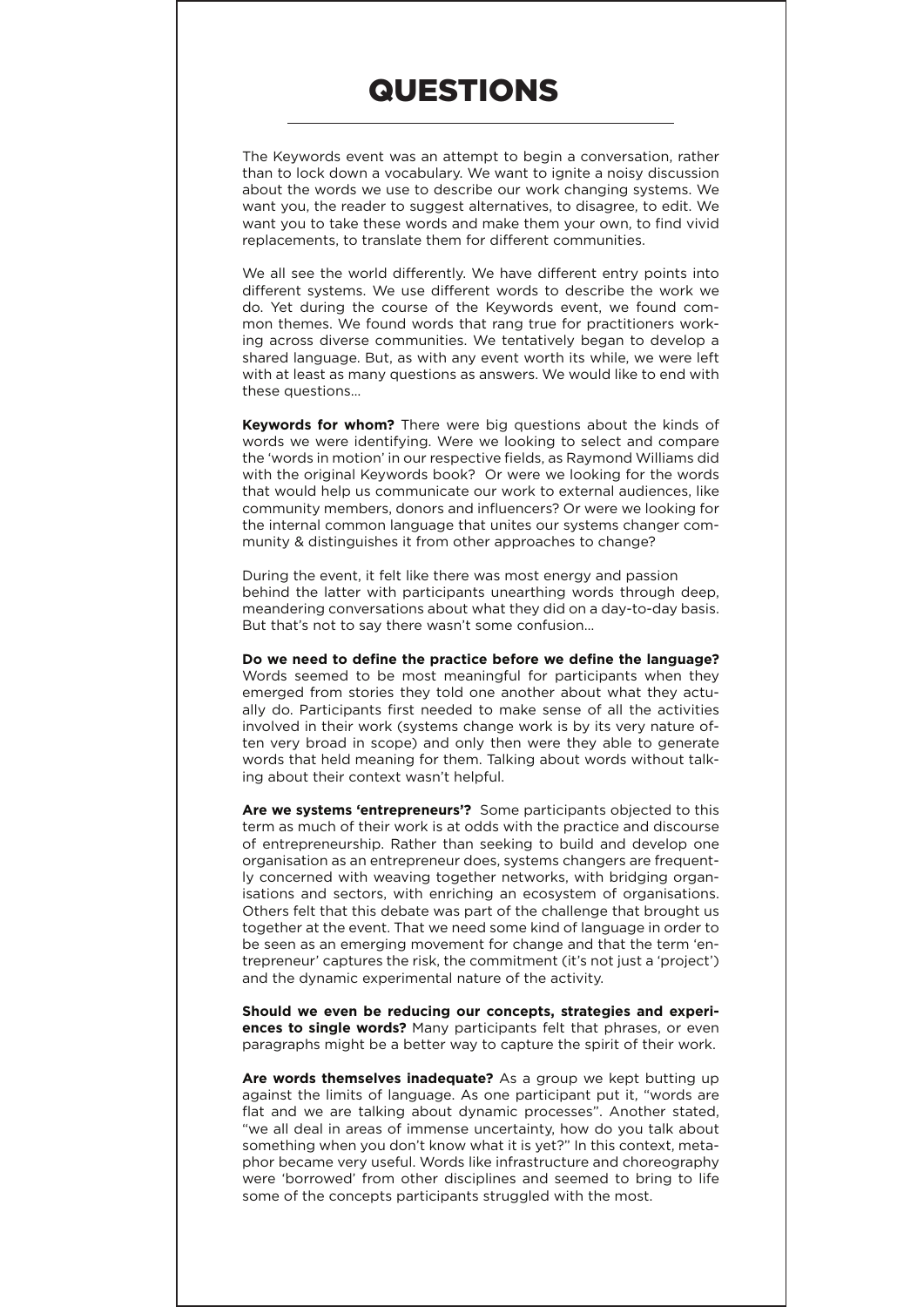# QUESTIONS

The Keywords event was an attempt to begin a conversation, rather than to lock down a vocabulary. We want to ignite a noisy discussion about the words we use to describe our work changing systems. We want you, the reader to suggest alternatives, to disagree, to edit. We want you to take these words and make them your own, to find vivid replacements, to translate them for different communities.

We all see the world differently. We have different entry points into different systems. We use different words to describe the work we do. Yet during the course of the Keywords event, we found common themes. We found words that rang true for practitioners working across diverse communities. We tentatively began to develop a shared language. But, as with any event worth its while, we were left with at least as many questions as answers. We would like to end with these questions...

**Keywords for whom?** There were big questions about the kinds of words we were identifying. Were we looking to select and compare the 'words in motion' in our respective fields, as Raymond Williams did with the original Keywords book? Or were we looking for the words that would help us communicate our work to external audiences, like community members, donors and influencers? Or were we looking for the internal common language that unites our systems changer community & distinguishes it from other approaches to change?

During the event, it felt like there was most energy and passion behind the latter with participants unearthing words through deep, meandering conversations about what they did on a day-to-day basis. But that's not to say there wasn't some confusion...

**Do we need to define the practice before we define the language?** Words seemed to be most meaningful for participants when they emerged from stories they told one another about what they actually do. Participants first needed to make sense of all the activities involved in their work (systems change work is by its very nature often very broad in scope) and only then were they able to generate words that held meaning for them. Talking about words without talking about their context wasn't helpful.

**Are we systems 'entrepreneurs'?** Some participants objected to this term as much of their work is at odds with the practice and discourse of entrepreneurship. Rather than seeking to build and develop one organisation as an entrepreneur does, systems changers are frequently concerned with weaving together networks, with bridging organisations and sectors, with enriching an ecosystem of organisations. Others felt that this debate was part of the challenge that brought us together at the event. That we need some kind of language in order to be seen as an emerging movement for change and that the term 'entrepreneur' captures the risk, the commitment (it's not just a 'project') and the dynamic experimental nature of the activity.

**Should we even be reducing our concepts, strategies and experiences to single words?** Many participants felt that phrases, or even paragraphs might be a better way to capture the spirit of their work.

**Are words themselves inadequate?** As a group we kept butting up against the limits of language. As one participant put it, "words are flat and we are talking about dynamic processes". Another stated, "we all deal in areas of immense uncertainty, how do you talk about something when you don't know what it is yet?" In this context, metaphor became very useful. Words like infrastructure and choreography were 'borrowed' from other disciplines and seemed to bring to life some of the concepts participants struggled with the most.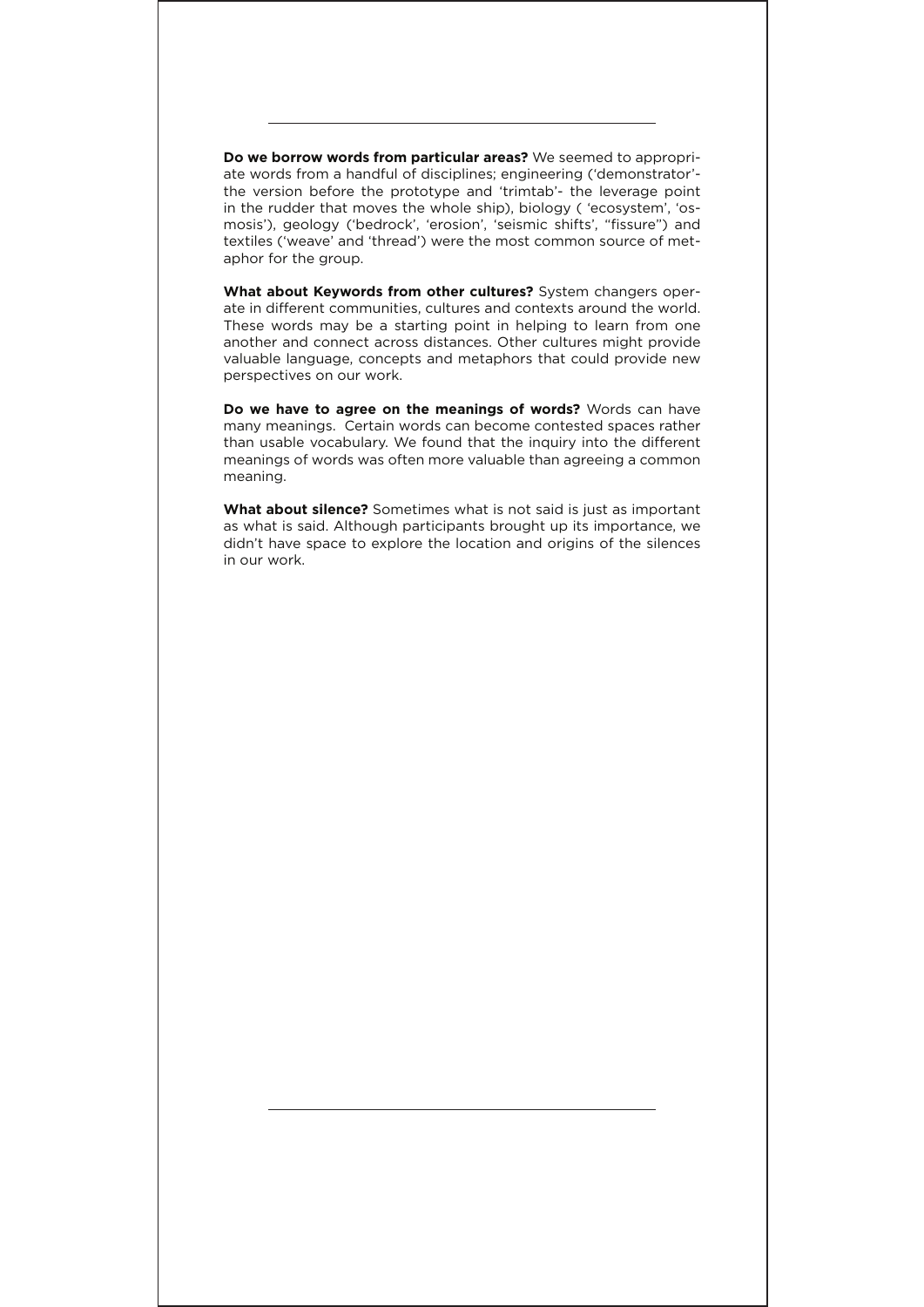**Do we borrow words from particular areas?** We seemed to appropriate words from a handful of disciplines; engineering ('demonstrator'- the version before the prototype and 'trimtab'- the leverage point in the rudder that moves the whole ship), biology ( 'ecosystem', 'osmosis'), geology ('bedrock', 'erosion', 'seismic shifts', "fissure") and textiles ('weave' and 'thread') were the most common source of metaphor for the group.

**What about Keywords from other cultures?** System changers operate in different communities, cultures and contexts around the world. These words may be a starting point in helping to learn from one another and connect across distances. Other cultures might provide valuable language, concepts and metaphors that could provide new perspectives on our work.

**Do we have to agree on the meanings of words?** Words can have many meanings. Certain words can become contested spaces rather than usable vocabulary. We found that the inquiry into the different meanings of words was often more valuable than agreeing a common meaning.

**What about silence?** Sometimes what is not said is just as important as what is said. Although participants brought up its importance, we didn't have space to explore the location and origins of the silences in our work.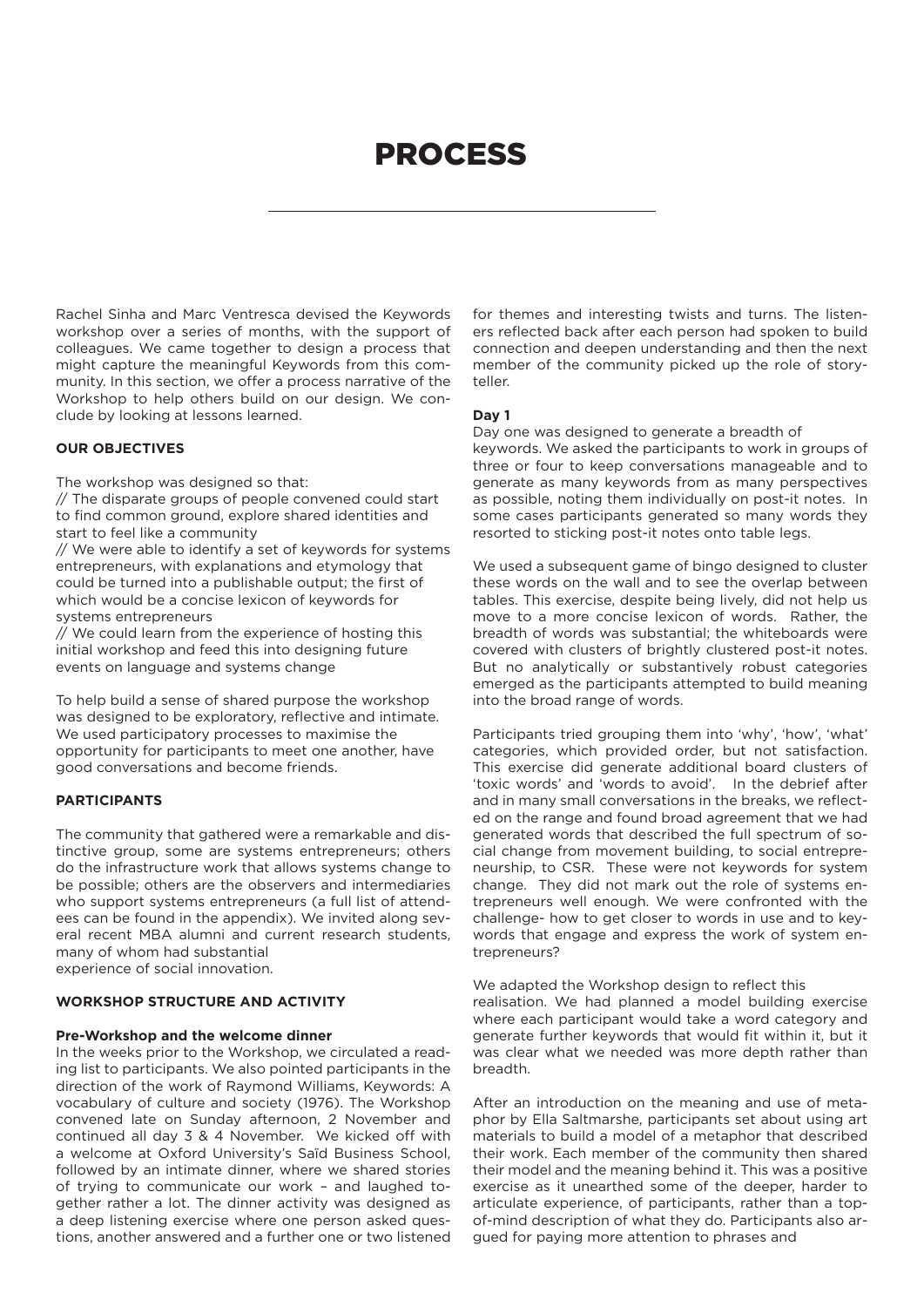# PROCESS

Rachel Sinha and Marc Ventresca devised the Keywords workshop over a series of months, with the support of colleagues. We came together to design a process that might capture the meaningful Keywords from this community. In this section, we offer a process narrative of the Workshop to help others build on our design. We conclude by looking at lessons learned.

### OUR OBJECTIVES

The workshop was designed so that:

// The disparate groups of people convened could start to find common ground, explore shared identities and start to feel like a community

// We were able to identify a set of keywords for systems entrepreneurs, with explanations and etymology that could be turned into a publishable output; the first of which would be a concise lexicon of keywords for systems entrepreneurs

// We could learn from the experience of hosting this initial workshop and feed this into designing future events on language and systems change

To help build a sense of shared purpose the workshop was designed to be exploratory, reflective and intimate. We used participatory processes to maximise the opportunity for participants to meet one another, have good conversations and become friends.

### PARTICIPANTS

The community that gathered were a remarkable and distinctive group, some are systems entrepreneurs; others do the infrastructure work that allows systems change to be possible; others are the observers and intermediaries who support systems entrepreneurs (a full list of attendees can be found in the appendix). We invited along several recent MBA alumni and current research students, many of whom had substantial experience of social innovation.

### WORKSHOP STRUCTURE AND ACTIVITY

**Pre-Workshop and the welcome dinner**

In the weeks prior to the Workshop, we circulated a reading list to participants. We also pointed participants in the direction of the work of Raymond Williams, Keywords: A vocabulary of culture and society (1976). The Workshop convened late on Sunday afternoon, 2 November and continued all day 3 & 4 November. We kicked off with a welcome at Oxford University's Saïd Business School, followed by an intimate dinner, where we shared stories of trying to communicate our work – and laughed together rather a lot. The dinner activity was designed as a deep listening exercise where one person asked questions, another answered and a further one or two listened for themes and interesting twists and turns. The listeners reflected back after each person had spoken to build connection and deepen understanding and then the next member of the community picked up the role of storyteller.

**Day 1**

Day one was designed to generate a breadth of keywords. We asked the participants to work in groups of three or four to keep conversations manageable and to generate as many keywords from as many perspectives as possible, noting them individually on post-it notes. In some cases participants generated so many words they resorted to sticking post-it notes onto table legs.

We used a subsequent game of bingo designed to cluster these words on the wall and to see the overlap between tables. This exercise, despite being lively, did not help us move to a more concise lexicon of words. Rather, the breadth of words was substantial; the whiteboards were covered with clusters of brightly clustered post-it notes. But no analytically or substantively robust categories emerged as the participants attempted to build meaning into the broad range of words.

Participants tried grouping them into 'why', 'how', 'what' categories, which provided order, but not satisfaction. This exercise did generate additional board clusters of 'toxic words' and 'words to avoid'. In the debrief after and in many small conversations in the breaks, we reflected on the range and found broad agreement that we had generated words that described the full spectrum of social change from movement building, to social entrepreneurship, to CSR. These were not keywords for system change. They did not mark out the role of systems entrepreneurs well enough. We were confronted with the challenge- how to get closer to words in use and to keywords that engage and express the work of system entrepreneurs?

We adapted the Workshop design to reflect this realisation. We had planned a model building exercise where each participant would take a word category and generate further keywords that would fit within it, but it was clear what we needed was more depth rather than breadth.

After an introduction on the meaning and use of metaphor by Ella Saltmarshe, participants set about using art materials to build a model of a metaphor that described their work. Each member of the community then shared their model and the meaning behind it. This was a positive exercise as it unearthed some of the deeper, harder to articulate experience, of participants, rather than a top-of-mind description of what they do. Participants also argued for paying more attention to phrases and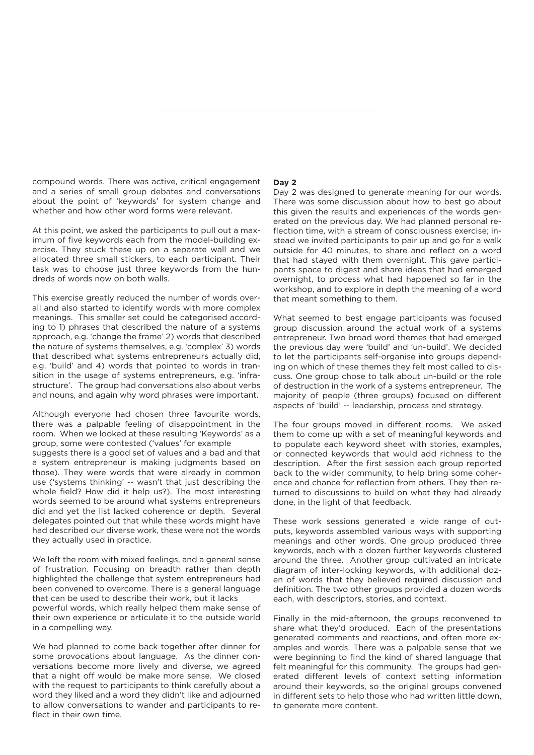compound words. There was active, critical engagement and a series of small group debates and conversations about the point of 'keywords' for system change and whether and how other word forms were relevant.

At this point, we asked the participants to pull out a maximum of five keywords each from the model-building exercise. They stuck these up on a separate wall and we allocated three small stickers, to each participant. Their task was to choose just three keywords from the hundreds of words now on both walls.

This exercise greatly reduced the number of words overall and also started to identify words with more complex meanings. This smaller set could be categorised according to 1) phrases that described the nature of a systems approach, e.g. 'change the frame' 2) words that described the nature of systems themselves, e.g. 'complex' 3) words that described what systems entrepreneurs actually did, e.g. 'build' and 4) words that pointed to words in transition in the usage of systems entrepreneurs, e.g. 'infrastructure'. The group had conversations also about verbs and nouns, and again why word phrases were important.

Although everyone had chosen three favourite words, there was a palpable feeling of disappointment in the room. When we looked at these resulting 'Keywords' as a group, some were contested ('values' for example suggests there is a good set of values and a bad and that a system entrepreneur is making judgments based on those). They were words that were already in common use ('systems thinking' -- wasn't that just describing the whole field? How did it help us?). The most interesting words seemed to be around what systems entrepreneurs did and yet the list lacked coherence or depth. Several delegates pointed out that while these words might have had described our diverse work, these were not the words they actually used in practice.

We left the room with mixed feelings, and a general sense of frustration. Focusing on breadth rather than depth highlighted the challenge that system entrepreneurs had been convened to overcome. There is a general language that can be used to describe their work, but it lacks powerful words, which really helped them make sense of their own experience or articulate it to the outside world in a compelling way.

We had planned to come back together after dinner for some provocations about language. As the dinner conversations become more lively and diverse, we agreed that a night off would be make more sense. We closed with the request to participants to think carefully about a word they liked and a word they didn't like and adjourned to allow conversations to wander and participants to reflect in their own time.

**Day 2**

Day 2 was designed to generate meaning for our words. There was some discussion about how to best go about this given the results and experiences of the words generated on the previous day. We had planned personal reflection time, with a stream of consciousness exercise; instead we invited participants to pair up and go for a walk outside for 40 minutes, to share and reflect on a word that had stayed with them overnight. This gave participants space to digest and share ideas that had emerged overnight, to process what had happened so far in the workshop, and to explore in depth the meaning of a word that meant something to them.

What seemed to best engage participants was focused group discussion around the actual work of a systems entrepreneur. Two broad word themes that had emerged the previous day were 'build' and 'un-build'. We decided to let the participants self-organise into groups depending on which of these themes they felt most called to discuss. One group chose to talk about un-build or the role of destruction in the work of a systems entrepreneur. The majority of people (three groups) focused on different aspects of 'build' -- leadership, process and strategy.

The four groups moved in different rooms. We asked them to come up with a set of meaningful keywords and to populate each keyword sheet with stories, examples, or connected keywords that would add richness to the description. After the first session each group reported back to the wider community, to help bring some coherence and chance for reflection from others. They then returned to discussions to build on what they had already done, in the light of that feedback.

These work sessions generated a wide range of outputs, keywords assembled various ways with supporting meanings and other words. One group produced three keywords, each with a dozen further keywords clustered around the three. Another group cultivated an intricate diagram of inter-locking keywords, with additional dozen of words that they believed required discussion and definition. The two other groups provided a dozen words each, with descriptors, stories, and context.

Finally in the mid-afternoon, the groups reconvened to share what they'd produced. Each of the presentations generated comments and reactions, and often more examples and words. There was a palpable sense that we were beginning to find the kind of shared language that felt meaningful for this community. The groups had generated different levels of context setting information around their keywords, so the original groups convened in different sets to help those who had written little down, to generate more content.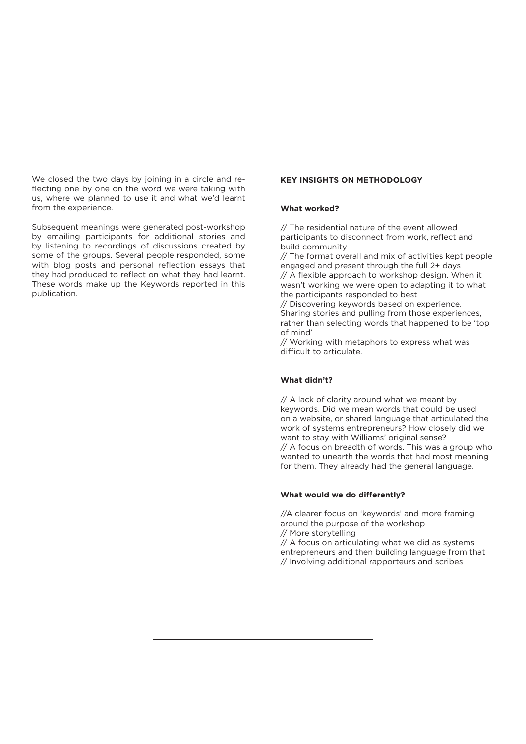We closed the two days by joining in a circle and reflecting one by one on the word we were taking with us, where we planned to use it and what we'd learnt from the experience.

Subsequent meanings were generated post-workshop by emailing participants for additional stories and by listening to recordings of discussions created by some of the groups. Several people responded, some with blog posts and personal reflection essays that they had produced to reflect on what they had learnt. These words make up the Keywords reported in this publication.

**KEY INSIGHTS ON METHODOLOGY**

**What worked?**

// The residential nature of the event allowed participants to disconnect from work, reflect and build community

// The format overall and mix of activities kept people engaged and present through the full 2+ days

// A flexible approach to workshop design. When it wasn't working we were open to adapting it to what the participants responded to best

// Discovering keywords based on experience. Sharing stories and pulling from those experiences, rather than selecting words that happened to be 'top of mind'

// Working with metaphors to express what was difficult to articulate.

**What didn't?**

// A lack of clarity around what we meant by keywords. Did we mean words that could be used on a website, or shared language that articulated the work of systems entrepreneurs? How closely did we want to stay with Williams' original sense?

// A focus on breadth of words. This was a group who wanted to unearth the words that had most meaning for them. They already had the general language.

**What would we do differently?**

//A clearer focus on 'keywords' and more framing around the purpose of the workshop

// More storytelling

// A focus on articulating what we did as systems entrepreneurs and then building language from that

// Involving additional rapporteurs and scribes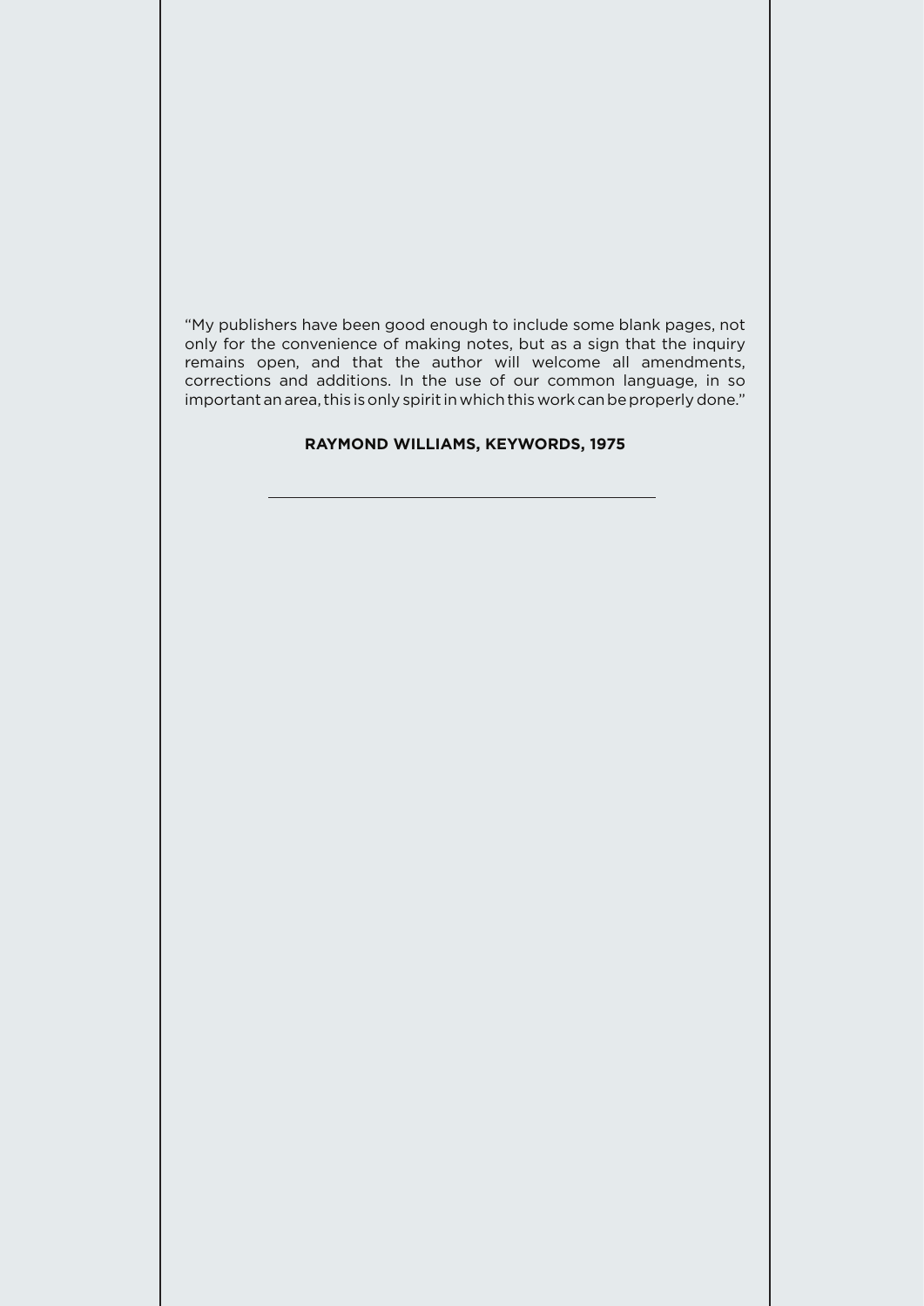"My publishers have been good enough to include some blank pages, not only for the convenience of making notes, but as a sign that the inquiry remains open, and that the author will welcome all amendments, corrections and additions. In the use of our common language, in so important an area, this is only spirit in which this work can be properly done."

**RAYMOND WILLIAMS, KEYWORDS, 1975**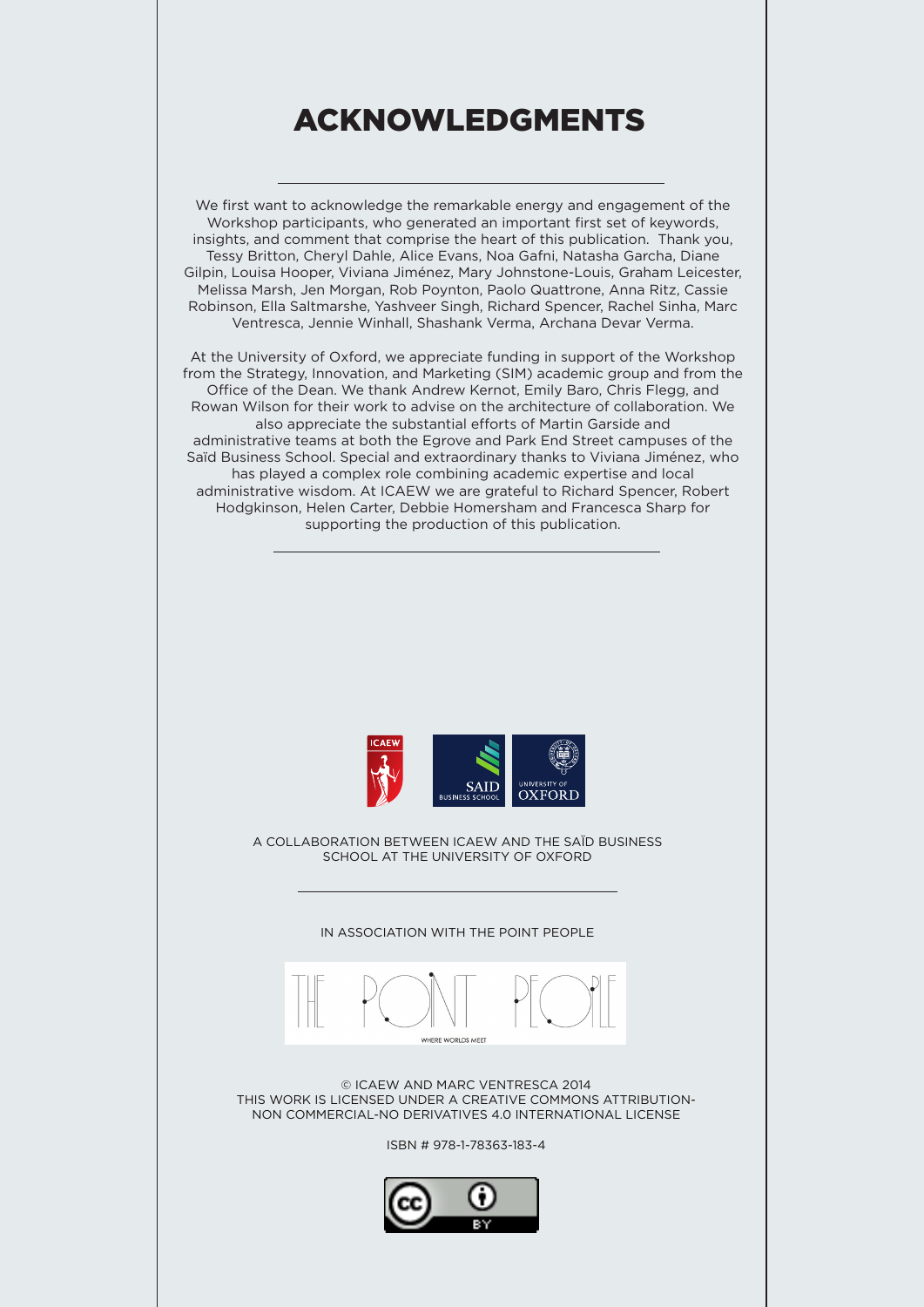# ACKNOWLEDGMENTS

We first want to acknowledge the remarkable energy and engagement of the Workshop participants, who generated an important first set of keywords, insights, and comment that comprise the heart of this publication. Thank you, Tessy Britton, Cheryl Dahle, Alice Evans, Noa Gafni, Natasha Garcha, Diane Gilpin, Louisa Hooper, Viviana Jiménez, Mary Johnstone-Louis, Graham Leicester, Melissa Marsh, Jen Morgan, Rob Poynton, Paolo Quattrone, Anna Ritz, Cassie Robinson, Ella Saltmarshe, Yashveer Singh, Richard Spencer, Rachel Sinha, Marc Ventresca, Jennie Winhall, Shashank Verma, Archana Devar Verma.

At the University of Oxford, we appreciate funding in support of the Workshop from the Strategy, Innovation, and Marketing (SIM) academic group and from the Office of the Dean. We thank Andrew Kernot, Emily Baro, Chris Flegg, and Rowan Wilson for their work to advise on the architecture of collaboration. We also appreciate the substantial efforts of Martin Garside and administrative teams at both the Egrove and Park End Street campuses of the Saïd Business School. Special and extraordinary thanks to Viviana Jiménez, who has played a complex role combining academic expertise and local administrative wisdom. At ICAEW we are grateful to Richard Spencer, Robert Hodgkinson, Helen Carter, Debbie Homersham and Francesca Sharp for supporting the production of this publication.

A COLLABORATION BETWEEN ICAEW AND THE SAÏD BUSINESS SCHOOL AT THE UNIVERSITY OF OXFORD

IN ASSOCIATION WITH THE POINT PEOPLE

© ICAEW AND MARC VENTRESCA 2014
THIS WORK IS LICENSED UNDER A CREATIVE COMMONS ATTRIBUTION-NON COMMERCIAL-NO DERIVATIVES 4.0 INTERNATIONAL LICENSE

ISBN # 978-1-78363-183-4